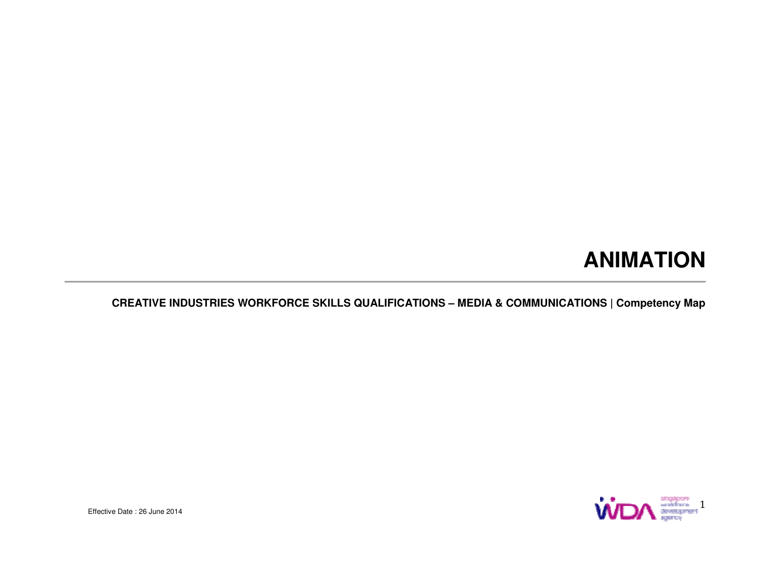# ANIMATION

**CREATIVE INDUSTRIES WORKFORCE SKILLS QUALIFICATIONS – MEDIA & COMMUNICATIONS | Competency Map**

Effective Date : 26 June 2014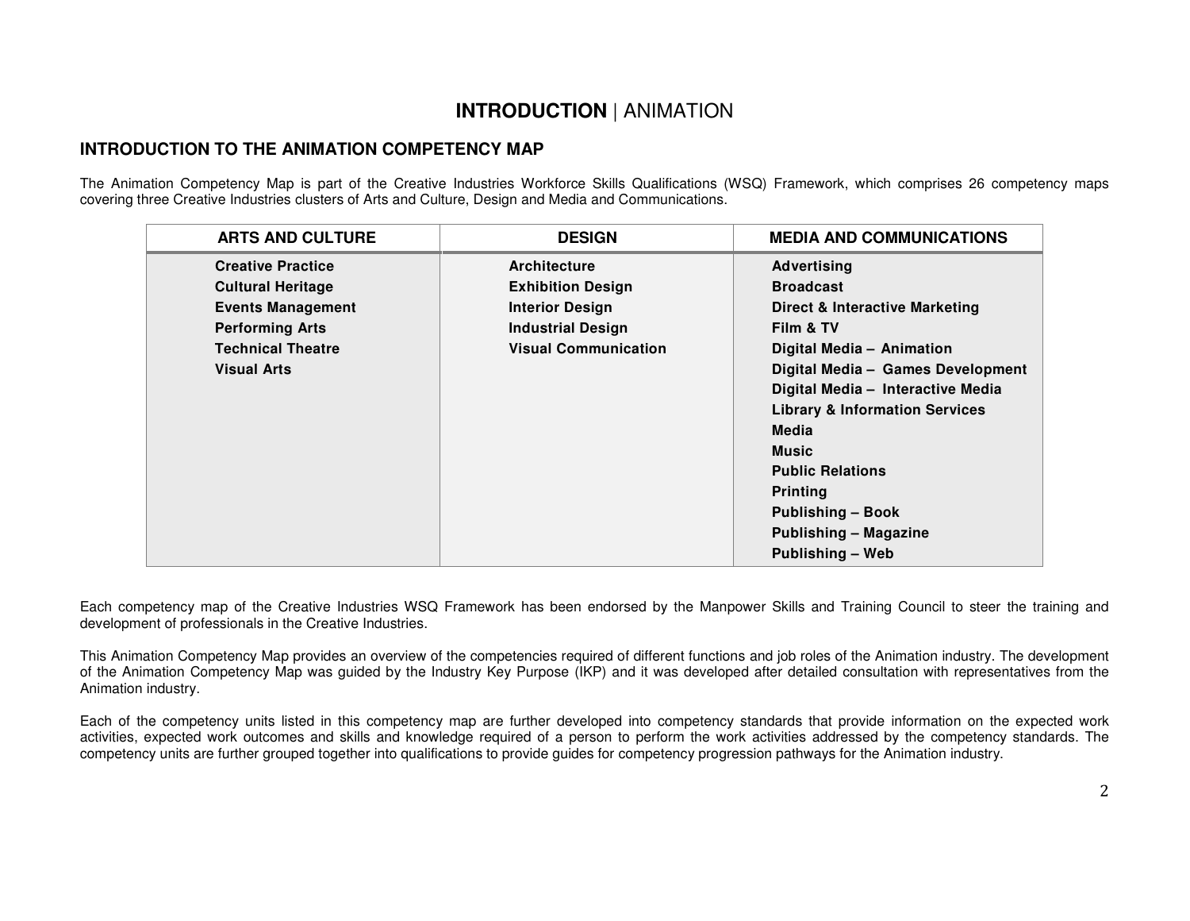# **INTRODUCTION** | ANIMATION

## INTRODUCTION TO THE ANIMATION COMPETENCY MAP

The Animation Competency Map is part of the Creative Industries Workforce Skills Qualifications (WSQ) Framework, which comprises 26 competency maps covering three Creative Industries clusters of Arts and Culture, Design and Media and Communications.

| ARTS AND CULTURE | DESIGN | MEDIA AND COMMUNICATIONS |
|---|---|---|
| **Creative Practice** | **Architecture** | **Advertising** |
| **Cultural Heritage** | **Exhibition Design** | **Broadcast** |
| **Events Management** | **Interior Design** | **Direct & Interactive Marketing** |
| **Performing Arts** | **Industrial Design** | **Film & TV** |
| **Technical Theatre** | **Visual Communication** | **Digital Media – Animation** |
| **Visual Arts** | | **Digital Media – Games Development** |
| | | **Digital Media – Interactive Media** |
| | | **Library & Information Services** |
| | | **Media** |
| | | **Music** |
| | | **Public Relations** |
| | | **Printing** |
| | | **Publishing – Book** |
| | | **Publishing – Magazine** |
| | | **Publishing – Web** |

Each competency map of the Creative Industries WSQ Framework has been endorsed by the Manpower Skills and Training Council to steer the training and development of professionals in the Creative Industries.

This Animation Competency Map provides an overview of the competencies required of different functions and job roles of the Animation industry. The development of the Animation Competency Map was guided by the Industry Key Purpose (IKP) and it was developed after detailed consultation with representatives from the Animation industry.

Each of the competency units listed in this competency map are further developed into competency standards that provide information on the expected work activities, expected work outcomes and skills and knowledge required of a person to perform the work activities addressed by the competency standards. The competency units are further grouped together into qualifications to provide guides for competency progression pathways for the Animation industry.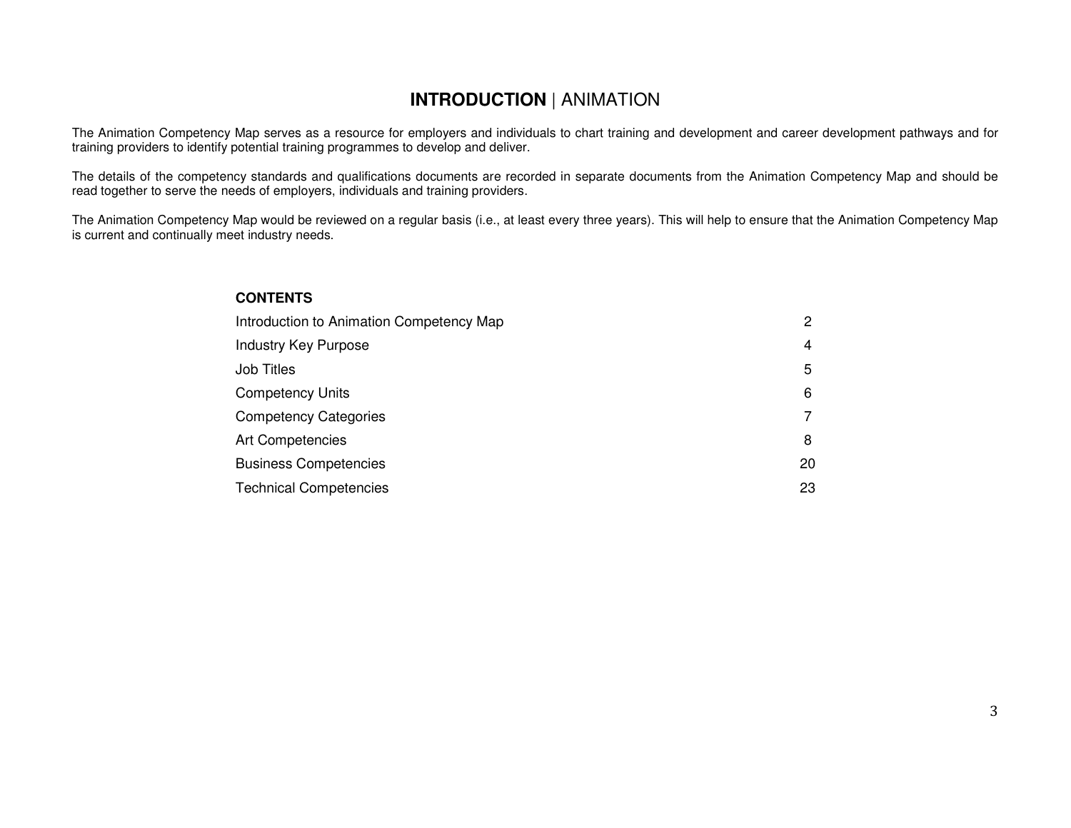# **INTRODUCTION** | ANIMATION

The Animation Competency Map serves as a resource for employers and individuals to chart training and development and career development pathways and for training providers to identify potential training programmes to develop and deliver.

The details of the competency standards and qualifications documents are recorded in separate documents from the Animation Competency Map and should be read together to serve the needs of employers, individuals and training providers.

The Animation Competency Map would be reviewed on a regular basis (i.e., at least every three years). This will help to ensure that the Animation Competency Map is current and continually meet industry needs.

**CONTENTS**

| | |
|---|---|
| Introduction to Animation Competency Map | 2 |
| Industry Key Purpose | 4 |
| Job Titles | 5 |
| Competency Units | 6 |
| Competency Categories | 7 |
| Art Competencies | 8 |
| Business Competencies | 20 |
| Technical Competencies | 23 |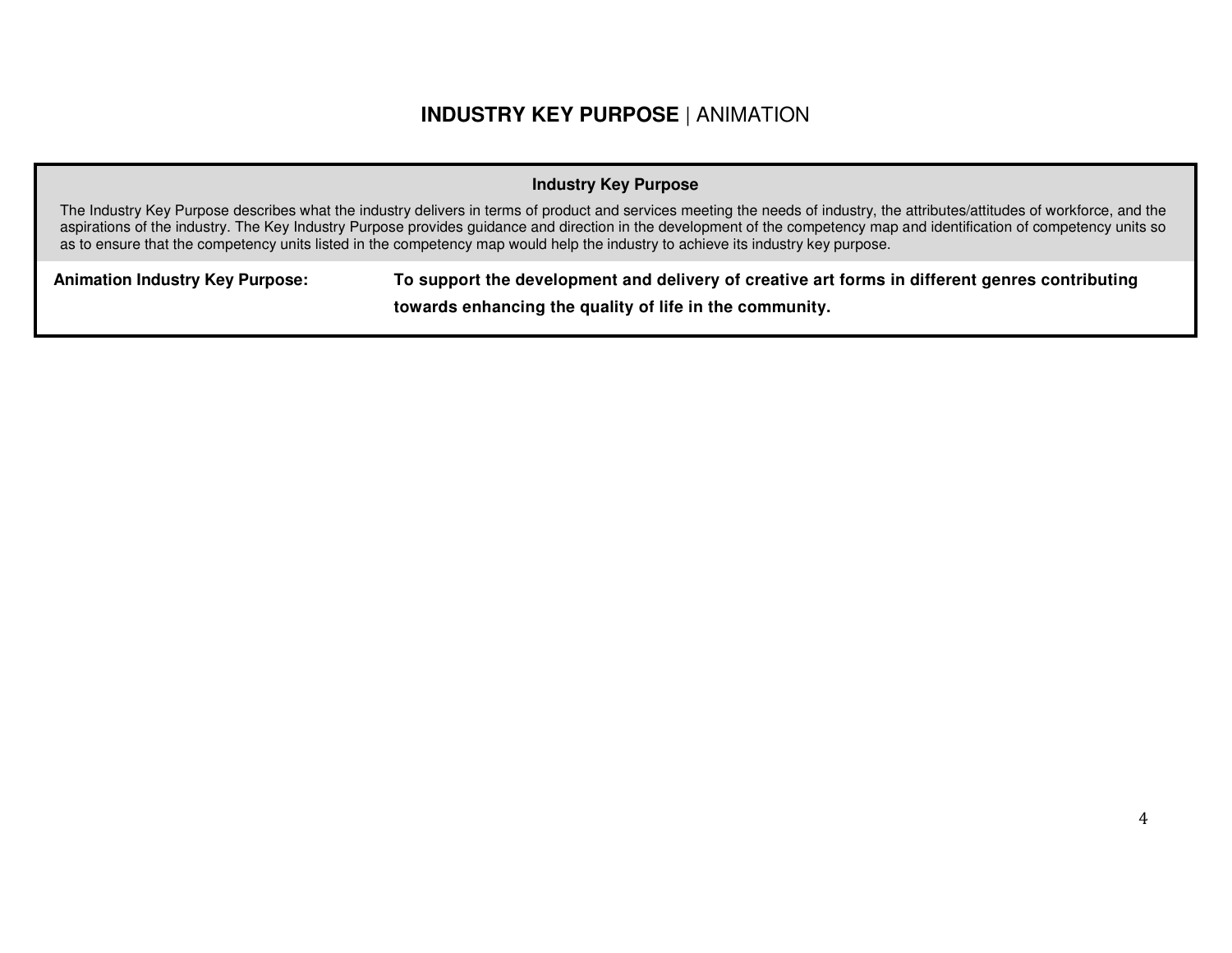# **INDUSTRY KEY PURPOSE** | ANIMATION

| **Industry Key Purpose** | |
|---|---|
| The Industry Key Purpose describes what the industry delivers in terms of product and services meeting the needs of industry, the attributes/attitudes of workforce, and the aspirations of the industry. The Key Industry Purpose provides guidance and direction in the development of the competency map and identification of competency units so as to ensure that the competency units listed in the competency map would help the industry to achieve its industry key purpose. | |
| **Animation Industry Key Purpose:** | **To support the development and delivery of creative art forms in different genres contributing towards enhancing the quality of life in the community.** |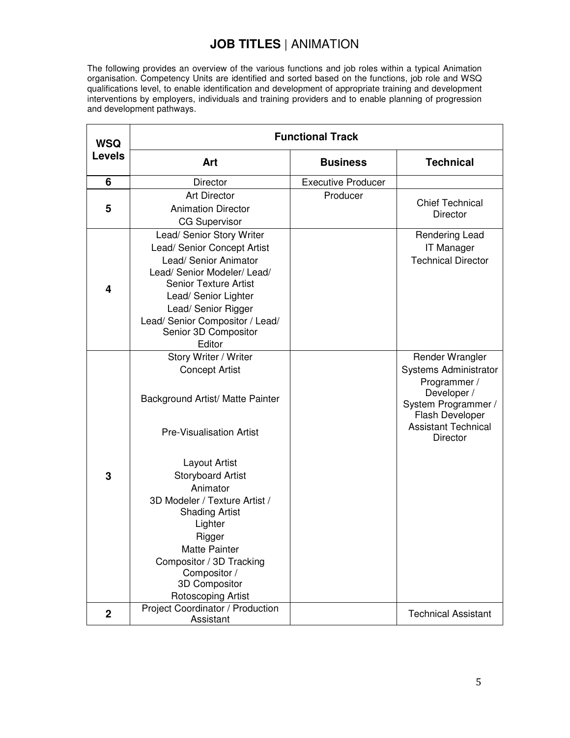# **JOB TITLES** | ANIMATION

The following provides an overview of the various functions and job roles within a typical Animation organisation. Competency Units are identified and sorted based on the functions, job role and WSQ qualifications level, to enable identification and development of appropriate training and development interventions by employers, individuals and training providers and to enable planning of progression and development pathways.

| WSQ Levels | Functional Track | | |
|---|---|---|---|
| | **Art** | **Business** | **Technical** |
| **6** | Director | Executive Producer | |
| **5** | Art Director<br>Animation Director<br>CG Supervisor | Producer | Chief Technical Director |
| **4** | Lead/ Senior Story Writer<br>Lead/ Senior Concept Artist<br>Lead/ Senior Animator<br>Lead/ Senior Modeler/ Lead/ Senior Texture Artist<br>Lead/ Senior Lighter<br>Lead/ Senior Rigger<br>Lead/ Senior Compositor / Lead/ Senior 3D Compositor<br>Editor | | Rendering Lead<br>IT Manager<br>Technical Director |
| **3** | Story Writer / Writer<br>Concept Artist<br>Background Artist/ Matte Painter<br>Pre-Visualisation Artist<br>Layout Artist<br>Storyboard Artist<br>Animator<br>3D Modeler / Texture Artist / Shading Artist<br>Lighter<br>Rigger<br>Matte Painter<br>Compositor / 3D Tracking Compositor / 3D Compositor<br>Rotoscoping Artist | | Render Wrangler<br>Systems Administrator<br>Programmer / Developer / System Programmer / Flash Developer<br>Assistant Technical Director |
| **2** | Project Coordinator / Production Assistant | | Technical Assistant |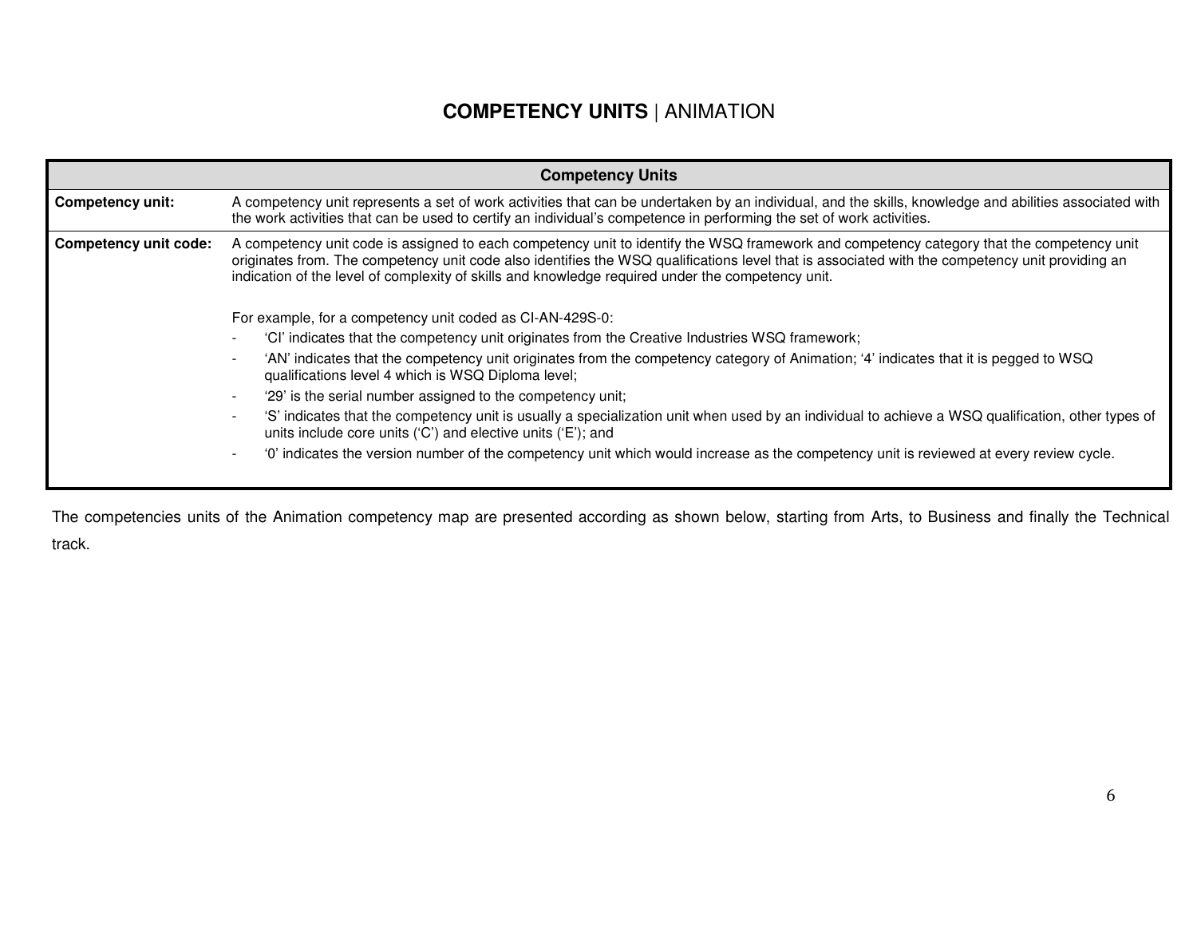# **COMPETENCY UNITS** | ANIMATION

| Competency Units | |
|---|---|
| **Competency unit:** | A competency unit represents a set of work activities that can be undertaken by an individual, and the skills, knowledge and abilities associated with the work activities that can be used to certify an individual's competence in performing the set of work activities. |
| **Competency unit code:** | A competency unit code is assigned to each competency unit to identify the WSQ framework and competency category that the competency unit originates from. The competency unit code also identifies the WSQ qualifications level that is associated with the competency unit providing an indication of the level of complexity of skills and knowledge required under the competency unit.<br><br>For example, for a competency unit coded as CI-AN-429S-0:<br>- 'CI' indicates that the competency unit originates from the Creative Industries WSQ framework;<br>- 'AN' indicates that the competency unit originates from the competency category of Animation; '4' indicates that it is pegged to WSQ qualifications level 4 which is WSQ Diploma level;<br>- '29' is the serial number assigned to the competency unit;<br>- 'S' indicates that the competency unit is usually a specialization unit when used by an individual to achieve a WSQ qualification, other types of units include core units ('C') and elective units ('E'); and<br>- '0' indicates the version number of the competency unit which would increase as the competency unit is reviewed at every review cycle. |

The competencies units of the Animation competency map are presented according as shown below, starting from Arts, to Business and finally the Technical track.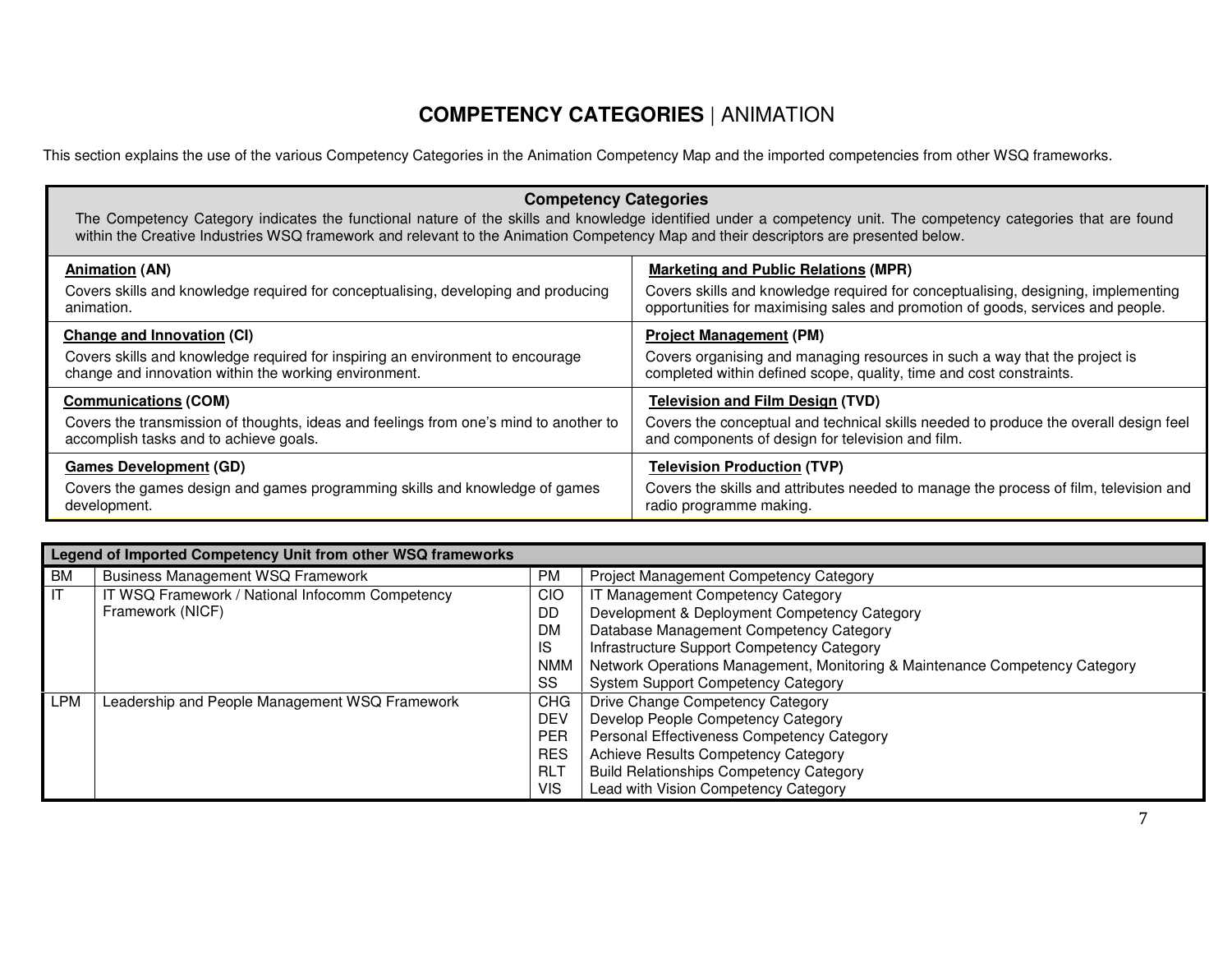# **COMPETENCY CATEGORIES** | ANIMATION

This section explains the use of the various Competency Categories in the Animation Competency Map and the imported competencies from other WSQ frameworks.

| **Competency Categories**<br>The Competency Category indicates the functional nature of the skills and knowledge identified under a competency unit. The competency categories that are found within the Creative Industries WSQ framework and relevant to the Animation Competency Map and their descriptors are presented below. | |
|---|---|
| **Animation (AN)**<br>Covers skills and knowledge required for conceptualising, developing and producing animation. | **Marketing and Public Relations (MPR)**<br>Covers skills and knowledge required for conceptualising, designing, implementing opportunities for maximising sales and promotion of goods, services and people. |
| **Change and Innovation (CI)**<br>Covers skills and knowledge required for inspiring an environment to encourage change and innovation within the working environment. | **Project Management (PM)**<br>Covers organising and managing resources in such a way that the project is completed within defined scope, quality, time and cost constraints. |
| **Communications (COM)**<br>Covers the transmission of thoughts, ideas and feelings from one's mind to another to accomplish tasks and to achieve goals. | **Television and Film Design (TVD)**<br>Covers the conceptual and technical skills needed to produce the overall design feel and components of design for television and film. |
| **Games Development (GD)**<br>Covers the games design and games programming skills and knowledge of games development. | **Television Production (TVP)**<br>Covers the skills and attributes needed to manage the process of film, television and radio programme making. |

| **Legend of Imported Competency Unit from other WSQ frameworks** | | | |
|---|---|---|---|
| BM | Business Management WSQ Framework | PM | Project Management Competency Category |
| IT | IT WSQ Framework / National Infocomm Competency Framework (NICF) | CIO | IT Management Competency Category |
| | | DD | Development & Deployment Competency Category |
| | | DM | Database Management Competency Category |
| | | IS | Infrastructure Support Competency Category |
| | | NMM | Network Operations Management, Monitoring & Maintenance Competency Category |
| | | SS | System Support Competency Category |
| LPM | Leadership and People Management WSQ Framework | CHG | Drive Change Competency Category |
| | | DEV | Develop People Competency Category |
| | | PER | Personal Effectiveness Competency Category |
| | | RES | Achieve Results Competency Category |
| | | RLT | Build Relationships Competency Category |
| | | VIS | Lead with Vision Competency Category |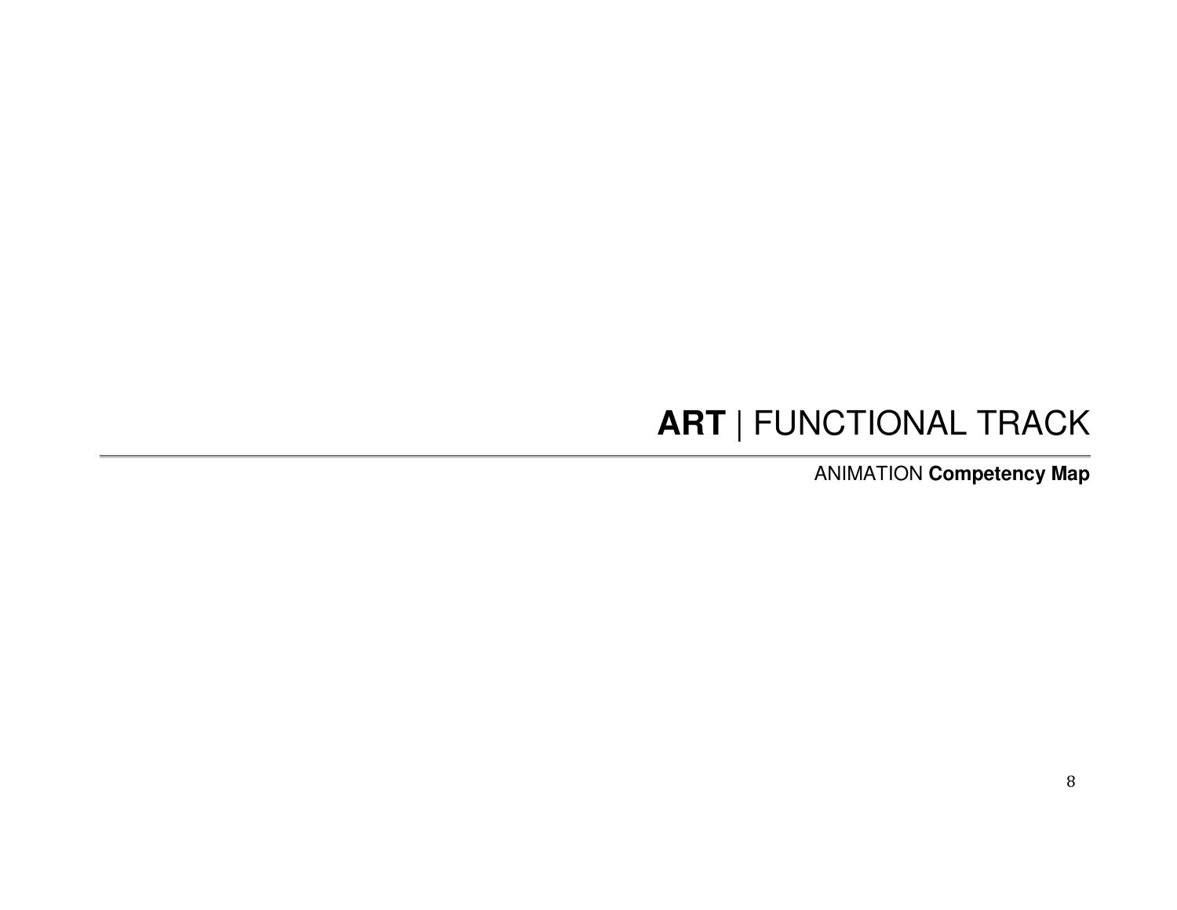# **ART** | FUNCTIONAL TRACK

ANIMATION **Competency Map**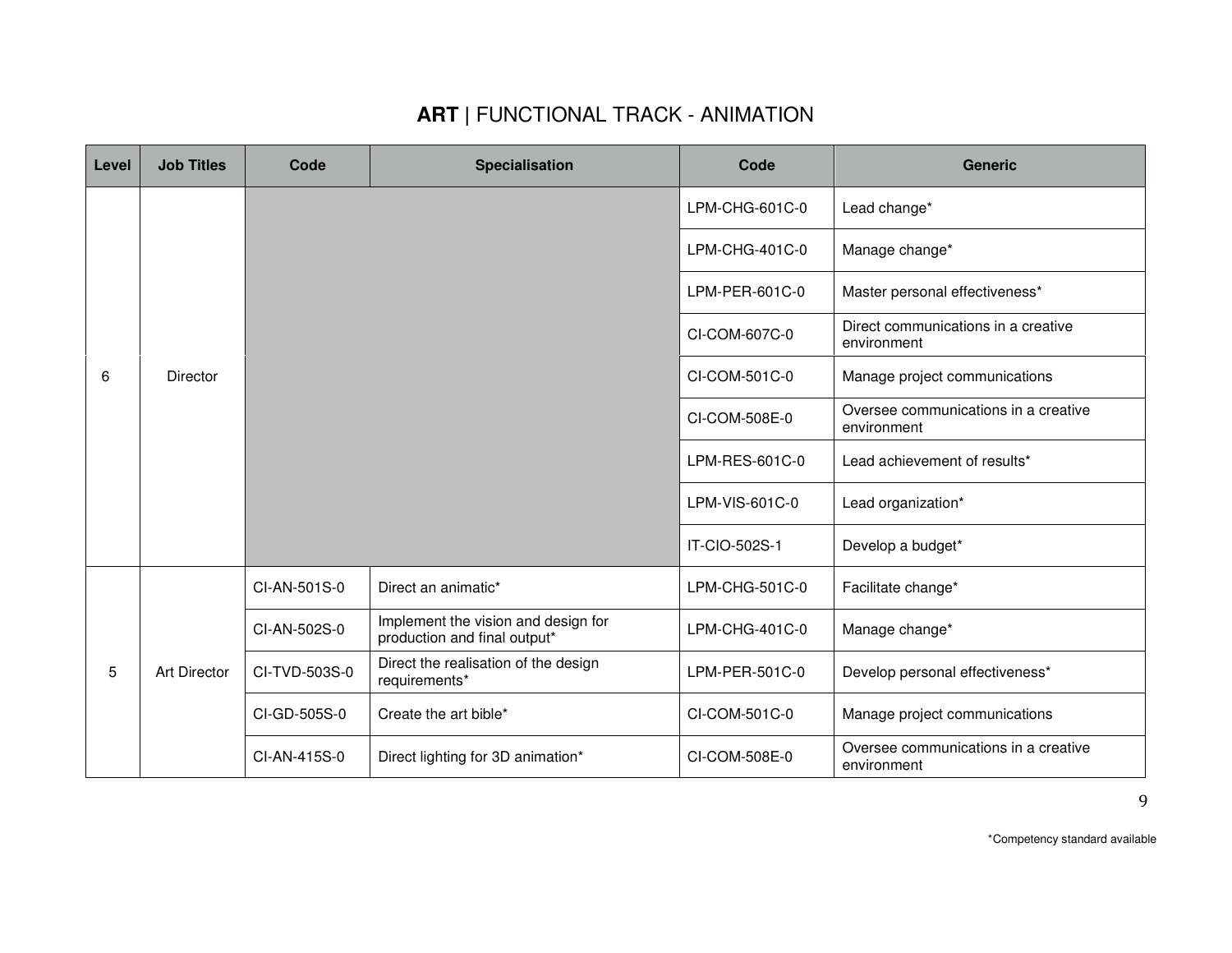## **ART** | FUNCTIONAL TRACK - ANIMATION

| Level | Job Titles | Code | Specialisation | Code | Generic |
|---|---|---|---|---|---|
| 6 | Director | | | LPM-CHG-601C-0 | Lead change* |
| | | | | LPM-CHG-401C-0 | Manage change* |
| | | | | LPM-PER-601C-0 | Master personal effectiveness* |
| | | | | CI-COM-607C-0 | Direct communications in a creative environment |
| | | | | CI-COM-501C-0 | Manage project communications |
| | | | | CI-COM-508E-0 | Oversee communications in a creative environment |
| | | | | LPM-RES-601C-0 | Lead achievement of results* |
| | | | | LPM-VIS-601C-0 | Lead organization* |
| | | | | IT-CIO-502S-1 | Develop a budget* |
| 5 | Art Director | CI-AN-501S-0 | Direct an animatic* | LPM-CHG-501C-0 | Facilitate change* |
| | | CI-AN-502S-0 | Implement the vision and design for production and final output* | LPM-CHG-401C-0 | Manage change* |
| | | CI-TVD-503S-0 | Direct the realisation of the design requirements* | LPM-PER-501C-0 | Develop personal effectiveness* |
| | | CI-GD-505S-0 | Create the art bible* | CI-COM-501C-0 | Manage project communications |
| | | CI-AN-415S-0 | Direct lighting for 3D animation* | CI-COM-508E-0 | Oversee communications in a creative environment |

*Competency standard available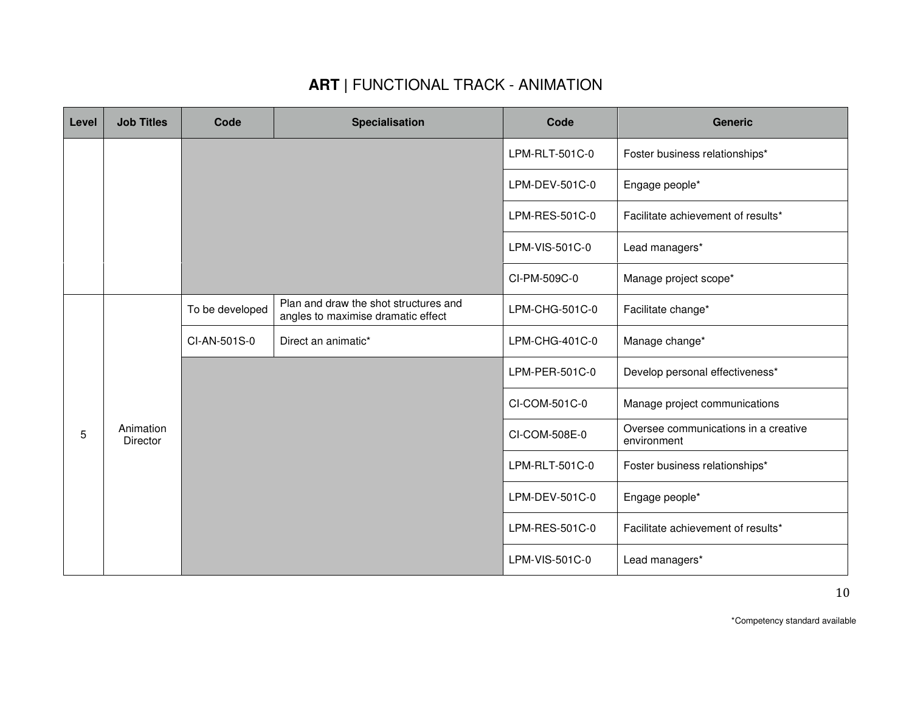## **ART** | FUNCTIONAL TRACK - ANIMATION

| Level | Job Titles | Code | Specialisation | Code | Generic |
|---|---|---|---|---|---|
| | | | | LPM-RLT-501C-0 | Foster business relationships* |
| | | | | LPM-DEV-501C-0 | Engage people* |
| | | | | LPM-RES-501C-0 | Facilitate achievement of results* |
| | | | | LPM-VIS-501C-0 | Lead managers* |
| | | | | CI-PM-509C-0 | Manage project scope* |
| 5 | Animation Director | To be developed | Plan and draw the shot structures and angles to maximise dramatic effect | LPM-CHG-501C-0 | Facilitate change* |
| | | CI-AN-501S-0 | Direct an animatic* | LPM-CHG-401C-0 | Manage change* |
| | | | | LPM-PER-501C-0 | Develop personal effectiveness* |
| | | | | CI-COM-501C-0 | Manage project communications |
| | | | | CI-COM-508E-0 | Oversee communications in a creative environment |
| | | | | LPM-RLT-501C-0 | Foster business relationships* |
| | | | | LPM-DEV-501C-0 | Engage people* |
| | | | | LPM-RES-501C-0 | Facilitate achievement of results* |
| | | | | LPM-VIS-501C-0 | Lead managers* |

*Competency standard available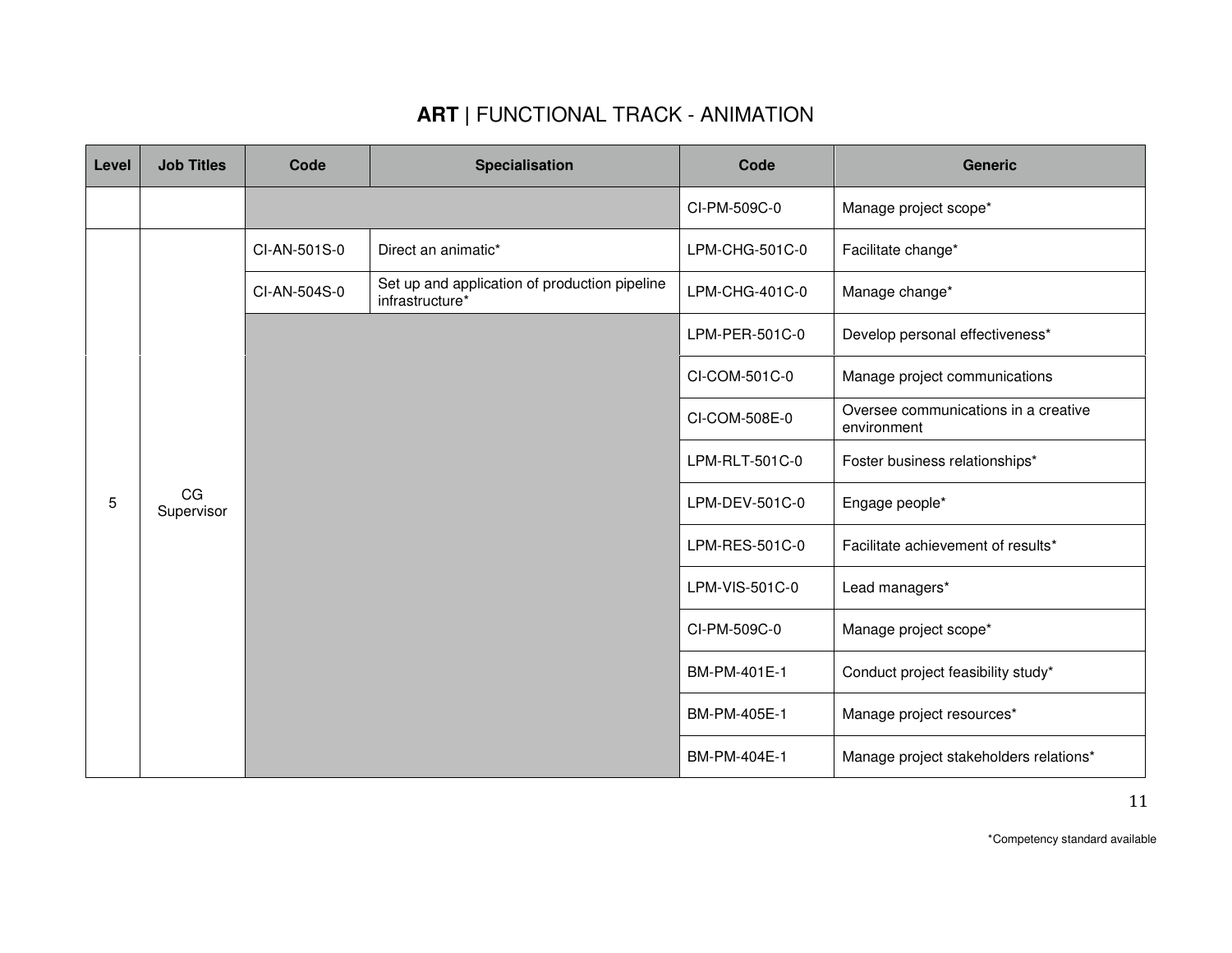# **ART** | FUNCTIONAL TRACK - ANIMATION

| Level | Job Titles | Code | Specialisation | Code | Generic |
|---|---|---|---|---|---|
| | | | | CI-PM-509C-0 | Manage project scope* |
| 5 | CG Supervisor | CI-AN-501S-0 | Direct an animatic* | LPM-CHG-501C-0 | Facilitate change* |
| | | CI-AN-504S-0 | Set up and application of production pipeline infrastructure* | LPM-CHG-401C-0 | Manage change* |
| | | | | LPM-PER-501C-0 | Develop personal effectiveness* |
| | | | | CI-COM-501C-0 | Manage project communications |
| | | | | CI-COM-508E-0 | Oversee communications in a creative environment |
| | | | | LPM-RLT-501C-0 | Foster business relationships* |
| | | | | LPM-DEV-501C-0 | Engage people* |
| | | | | LPM-RES-501C-0 | Facilitate achievement of results* |
| | | | | LPM-VIS-501C-0 | Lead managers* |
| | | | | CI-PM-509C-0 | Manage project scope* |
| | | | | BM-PM-401E-1 | Conduct project feasibility study* |
| | | | | BM-PM-405E-1 | Manage project resources* |
| | | | | BM-PM-404E-1 | Manage project stakeholders relations* |

*Competency standard available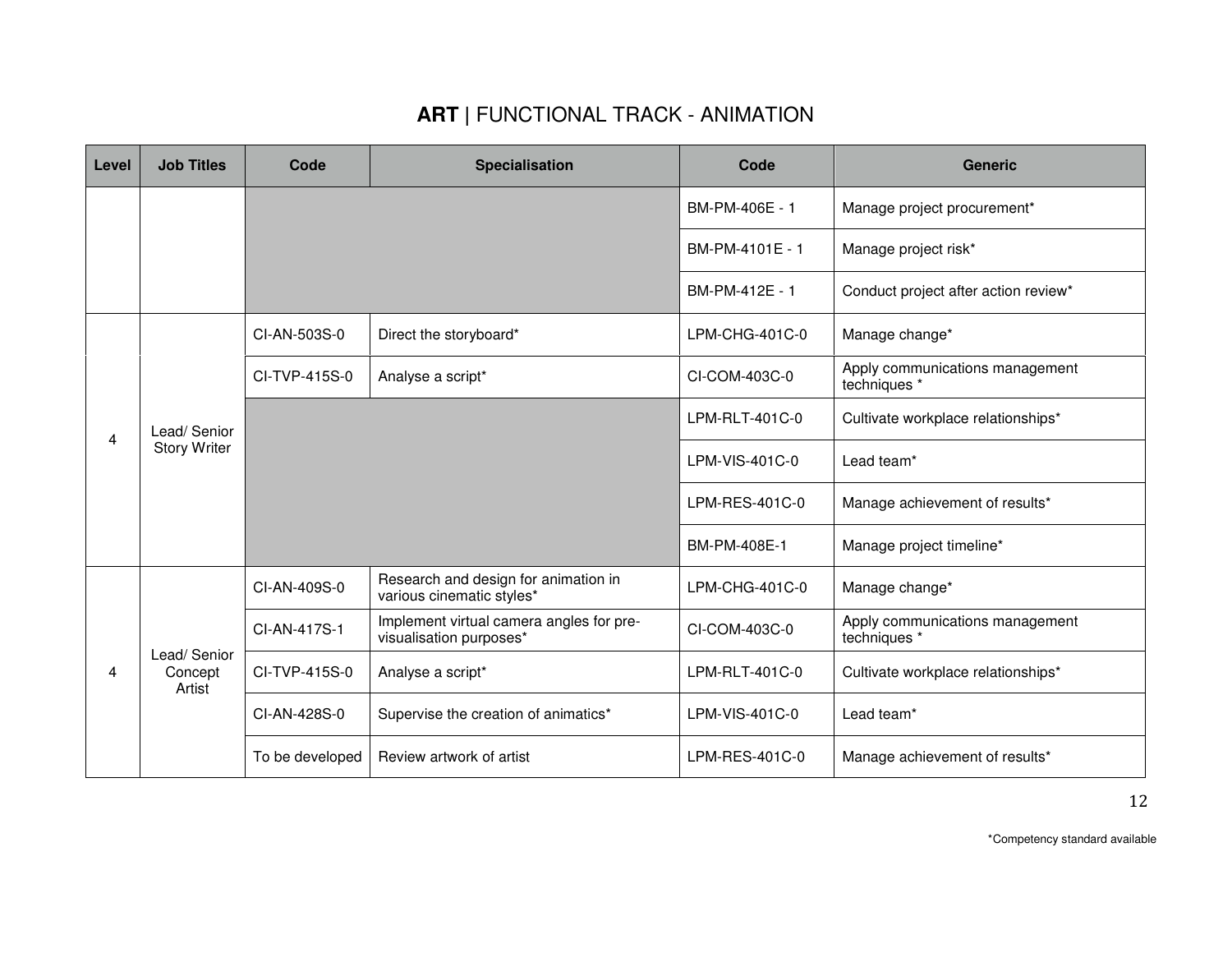## **ART** | FUNCTIONAL TRACK - ANIMATION

| Level | Job Titles | Code | Specialisation | Code | Generic |
|---|---|---|---|---|---|
| | | | | BM-PM-406E - 1 | Manage project procurement* |
| | | | | BM-PM-4101E - 1 | Manage project risk* |
| | | | | BM-PM-412E - 1 | Conduct project after action review* |
| 4 | Lead/ Senior Story Writer | CI-AN-503S-0 | Direct the storyboard* | LPM-CHG-401C-0 | Manage change* |
| | | CI-TVP-415S-0 | Analyse a script* | CI-COM-403C-0 | Apply communications management techniques * |
| | | | | LPM-RLT-401C-0 | Cultivate workplace relationships* |
| | | | | LPM-VIS-401C-0 | Lead team* |
| | | | | LPM-RES-401C-0 | Manage achievement of results* |
| | | | | BM-PM-408E-1 | Manage project timeline* |
| 4 | Lead/ Senior Concept Artist | CI-AN-409S-0 | Research and design for animation in various cinematic styles* | LPM-CHG-401C-0 | Manage change* |
| | | CI-AN-417S-1 | Implement virtual camera angles for pre-visualisation purposes* | CI-COM-403C-0 | Apply communications management techniques * |
| | | CI-TVP-415S-0 | Analyse a script* | LPM-RLT-401C-0 | Cultivate workplace relationships* |
| | | CI-AN-428S-0 | Supervise the creation of animatics* | LPM-VIS-401C-0 | Lead team* |
| | | To be developed | Review artwork of artist | LPM-RES-401C-0 | Manage achievement of results* |

*Competency standard available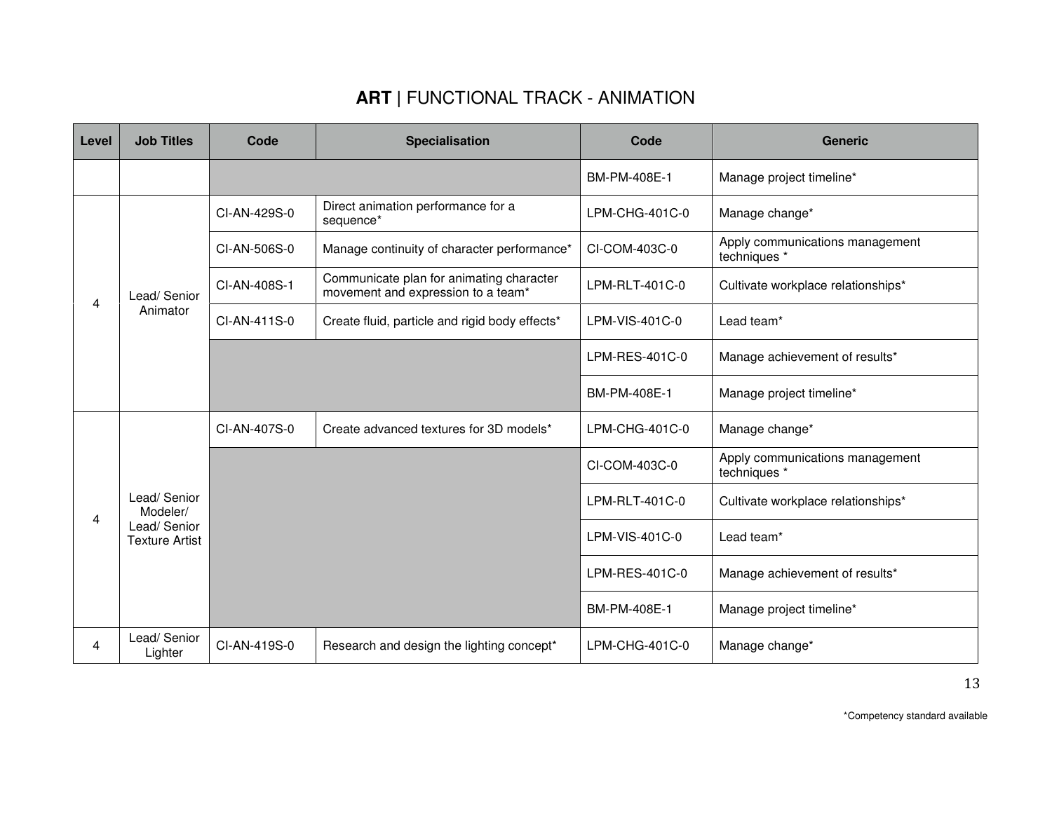## **ART** | FUNCTIONAL TRACK - ANIMATION

| Level | Job Titles | Code | Specialisation | Code | Generic |
|---|---|---|---|---|---|
| | | | | BM-PM-408E-1 | Manage project timeline* |
| 4 | Lead/ Senior Animator | CI-AN-429S-0 | Direct animation performance for a sequence* | LPM-CHG-401C-0 | Manage change* |
| | | CI-AN-506S-0 | Manage continuity of character performance* | CI-COM-403C-0 | Apply communications management techniques * |
| | | CI-AN-408S-1 | Communicate plan for animating character movement and expression to a team* | LPM-RLT-401C-0 | Cultivate workplace relationships* |
| | | CI-AN-411S-0 | Create fluid, particle and rigid body effects* | LPM-VIS-401C-0 | Lead team* |
| | | | | LPM-RES-401C-0 | Manage achievement of results* |
| | | | | BM-PM-408E-1 | Manage project timeline* |
| 4 | Lead/ Senior Modeler/ Lead/ Senior Texture Artist | CI-AN-407S-0 | Create advanced textures for 3D models* | LPM-CHG-401C-0 | Manage change* |
| | | | | CI-COM-403C-0 | Apply communications management techniques * |
| | | | | LPM-RLT-401C-0 | Cultivate workplace relationships* |
| | | | | LPM-VIS-401C-0 | Lead team* |
| | | | | LPM-RES-401C-0 | Manage achievement of results* |
| | | | | BM-PM-408E-1 | Manage project timeline* |
| 4 | Lead/ Senior Lighter | CI-AN-419S-0 | Research and design the lighting concept* | LPM-CHG-401C-0 | Manage change* |

*Competency standard available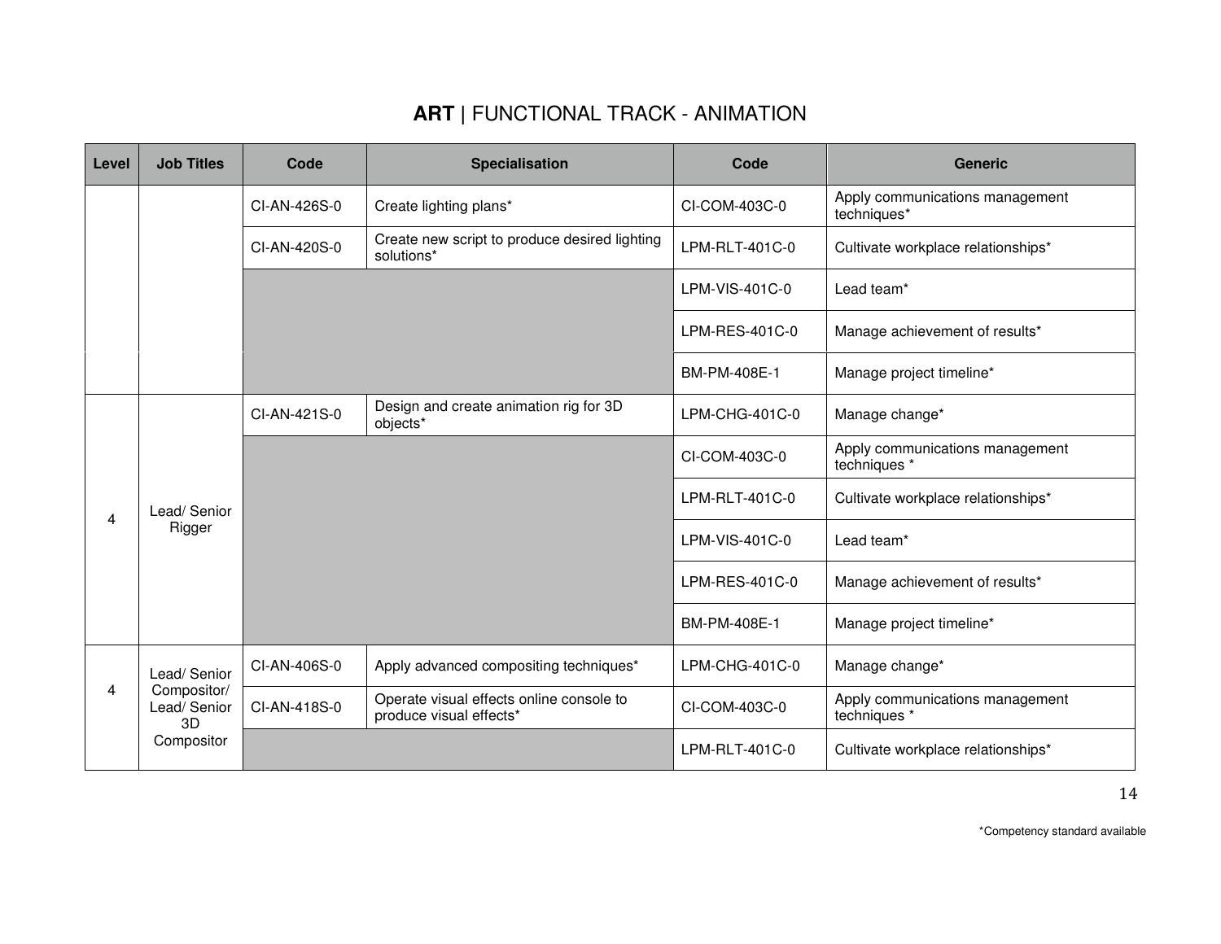# **ART** | FUNCTIONAL TRACK - ANIMATION

| Level | Job Titles | Code | Specialisation | Code | Generic |
|---|---|---|---|---|---|
| | | CI-AN-426S-0 | Create lighting plans* | CI-COM-403C-0 | Apply communications management techniques* |
| | | CI-AN-420S-0 | Create new script to produce desired lighting solutions* | LPM-RLT-401C-0 | Cultivate workplace relationships* |
| | | | | LPM-VIS-401C-0 | Lead team* |
| | | | | LPM-RES-401C-0 | Manage achievement of results* |
| | | | | BM-PM-408E-1 | Manage project timeline* |
| 4 | Lead/ Senior Rigger | CI-AN-421S-0 | Design and create animation rig for 3D objects* | LPM-CHG-401C-0 | Manage change* |
| | | | | CI-COM-403C-0 | Apply communications management techniques * |
| | | | | LPM-RLT-401C-0 | Cultivate workplace relationships* |
| | | | | LPM-VIS-401C-0 | Lead team* |
| | | | | LPM-RES-401C-0 | Manage achievement of results* |
| | | | | BM-PM-408E-1 | Manage project timeline* |
| 4 | Lead/ Senior Compositor/ Lead/ Senior 3D Compositor | CI-AN-406S-0 | Apply advanced compositing techniques* | LPM-CHG-401C-0 | Manage change* |
| | | CI-AN-418S-0 | Operate visual effects online console to produce visual effects* | CI-COM-403C-0 | Apply communications management techniques * |
| | | | | LPM-RLT-401C-0 | Cultivate workplace relationships* |

*Competency standard available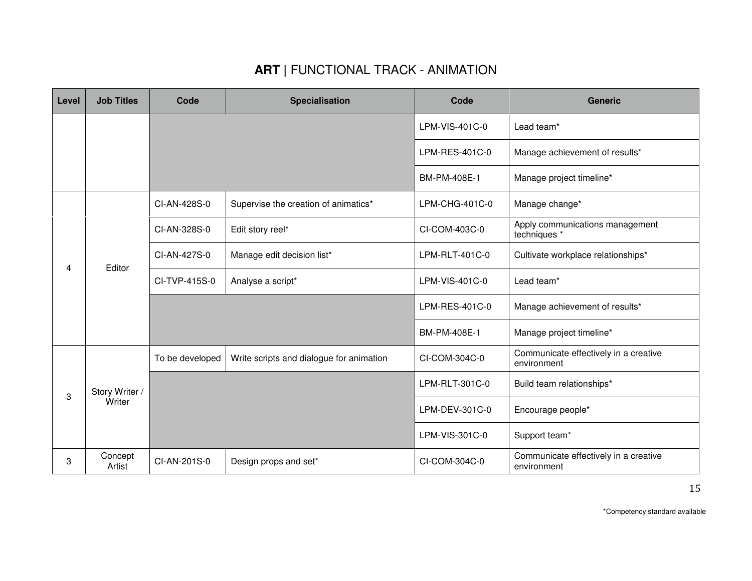# **ART** | FUNCTIONAL TRACK - ANIMATION

| Level | Job Titles | Code | Specialisation | Code | Generic |
|---|---|---|---|---|---|
| | | | | LPM-VIS-401C-0 | Lead team* |
| | | | | LPM-RES-401C-0 | Manage achievement of results* |
| | | | | BM-PM-408E-1 | Manage project timeline* |
| 4 | Editor | CI-AN-428S-0 | Supervise the creation of animatics* | LPM-CHG-401C-0 | Manage change* |
| | | CI-AN-328S-0 | Edit story reel* | CI-COM-403C-0 | Apply communications management techniques * |
| | | CI-AN-427S-0 | Manage edit decision list* | LPM-RLT-401C-0 | Cultivate workplace relationships* |
| | | CI-TVP-415S-0 | Analyse a script* | LPM-VIS-401C-0 | Lead team* |
| | | | | LPM-RES-401C-0 | Manage achievement of results* |
| | | | | BM-PM-408E-1 | Manage project timeline* |
| 3 | Story Writer / Writer | To be developed | Write scripts and dialogue for animation | CI-COM-304C-0 | Communicate effectively in a creative environment |
| | | | | LPM-RLT-301C-0 | Build team relationships* |
| | | | | LPM-DEV-301C-0 | Encourage people* |
| | | | | LPM-VIS-301C-0 | Support team* |
| 3 | Concept Artist | CI-AN-201S-0 | Design props and set* | CI-COM-304C-0 | Communicate effectively in a creative environment |

*Competency standard available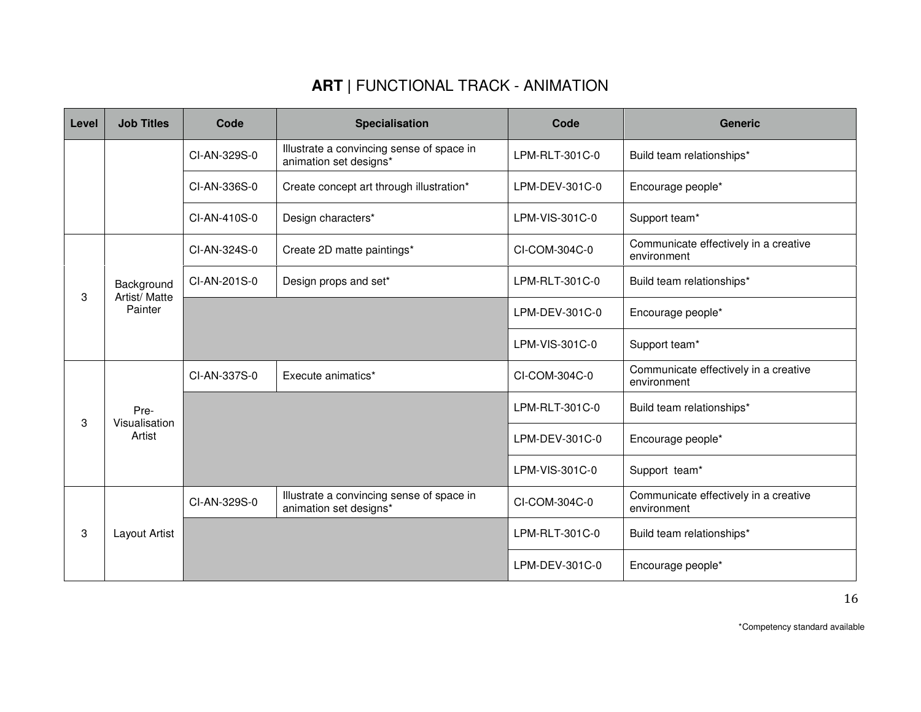## ART | FUNCTIONAL TRACK - ANIMATION

| Level | Job Titles | Code | Specialisation | Code | Generic |
|---|---|---|---|---|---|
| | | CI-AN-329S-0 | Illustrate a convincing sense of space in animation set designs* | LPM-RLT-301C-0 | Build team relationships* |
| | | CI-AN-336S-0 | Create concept art through illustration* | LPM-DEV-301C-0 | Encourage people* |
| | | CI-AN-410S-0 | Design characters* | LPM-VIS-301C-0 | Support team* |
| 3 | Background Artist/ Matte Painter | CI-AN-324S-0 | Create 2D matte paintings* | CI-COM-304C-0 | Communicate effectively in a creative environment |
| | | CI-AN-201S-0 | Design props and set* | LPM-RLT-301C-0 | Build team relationships* |
| | | | | LPM-DEV-301C-0 | Encourage people* |
| | | | | LPM-VIS-301C-0 | Support team* |
| 3 | Pre-Visualisation Artist | CI-AN-337S-0 | Execute animatics* | CI-COM-304C-0 | Communicate effectively in a creative environment |
| | | | | LPM-RLT-301C-0 | Build team relationships* |
| | | | | LPM-DEV-301C-0 | Encourage people* |
| | | | | LPM-VIS-301C-0 | Support team* |
| 3 | Layout Artist | CI-AN-329S-0 | Illustrate a convincing sense of space in animation set designs* | CI-COM-304C-0 | Communicate effectively in a creative environment |
| | | | | LPM-RLT-301C-0 | Build team relationships* |
| | | | | LPM-DEV-301C-0 | Encourage people* |

*Competency standard available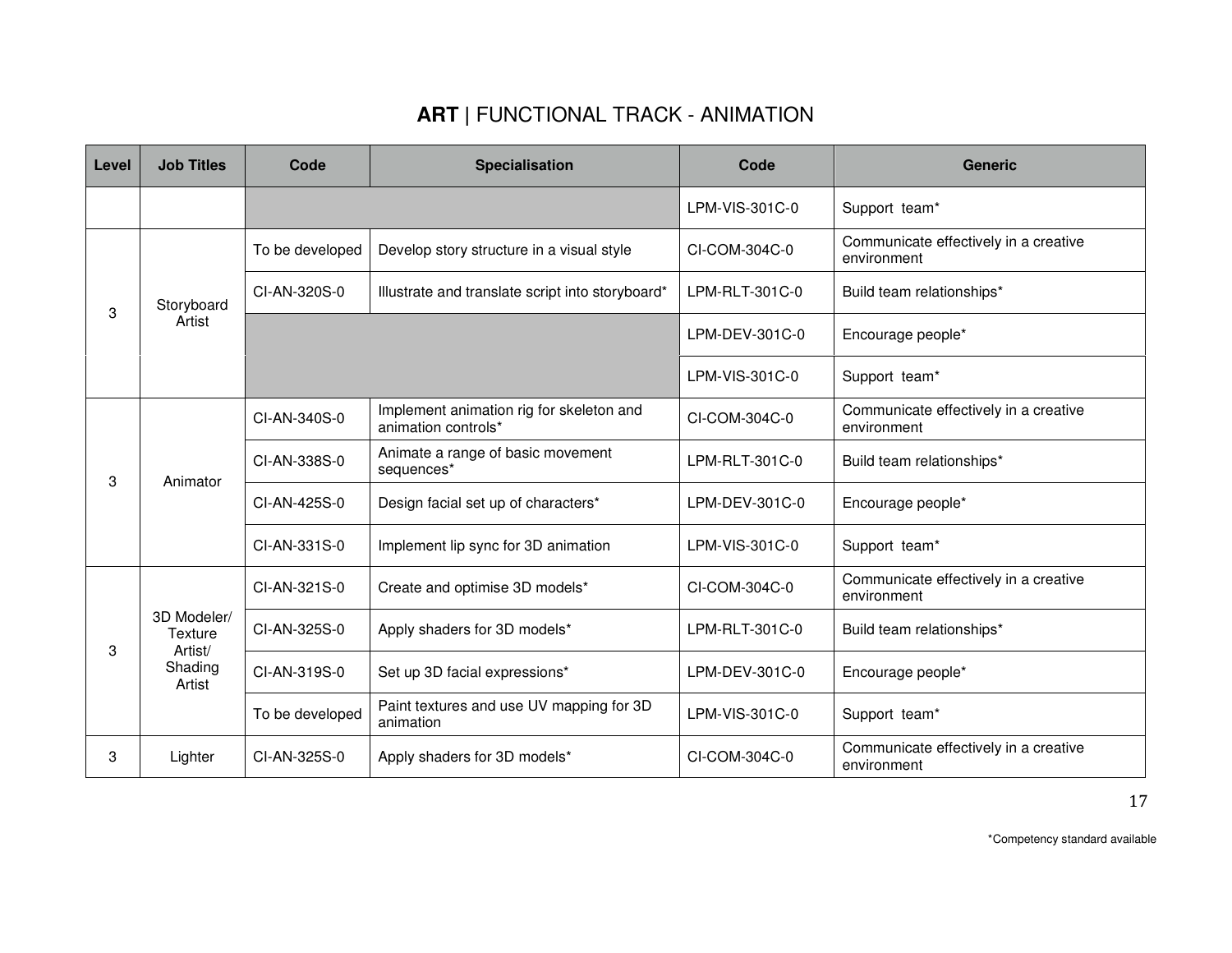# **ART** | FUNCTIONAL TRACK - ANIMATION

| Level | Job Titles | Code | Specialisation | Code | Generic |
|---|---|---|---|---|---|
| | | | | LPM-VIS-301C-0 | Support team* |
| 3 | Storyboard Artist | To be developed | Develop story structure in a visual style | CI-COM-304C-0 | Communicate effectively in a creative environment |
| | | CI-AN-320S-0 | Illustrate and translate script into storyboard* | LPM-RLT-301C-0 | Build team relationships* |
| | | | | LPM-DEV-301C-0 | Encourage people* |
| | | | | LPM-VIS-301C-0 | Support team* |
| 3 | Animator | CI-AN-340S-0 | Implement animation rig for skeleton and animation controls* | CI-COM-304C-0 | Communicate effectively in a creative environment |
| | | CI-AN-338S-0 | Animate a range of basic movement sequences* | LPM-RLT-301C-0 | Build team relationships* |
| | | CI-AN-425S-0 | Design facial set up of characters* | LPM-DEV-301C-0 | Encourage people* |
| | | CI-AN-331S-0 | Implement lip sync for 3D animation | LPM-VIS-301C-0 | Support team* |
| 3 | 3D Modeler/ Texture Artist/ Shading Artist | CI-AN-321S-0 | Create and optimise 3D models* | CI-COM-304C-0 | Communicate effectively in a creative environment |
| | | CI-AN-325S-0 | Apply shaders for 3D models* | LPM-RLT-301C-0 | Build team relationships* |
| | | CI-AN-319S-0 | Set up 3D facial expressions* | LPM-DEV-301C-0 | Encourage people* |
| | | To be developed | Paint textures and use UV mapping for 3D animation | LPM-VIS-301C-0 | Support team* |
| 3 | Lighter | CI-AN-325S-0 | Apply shaders for 3D models* | CI-COM-304C-0 | Communicate effectively in a creative environment |

*Competency standard available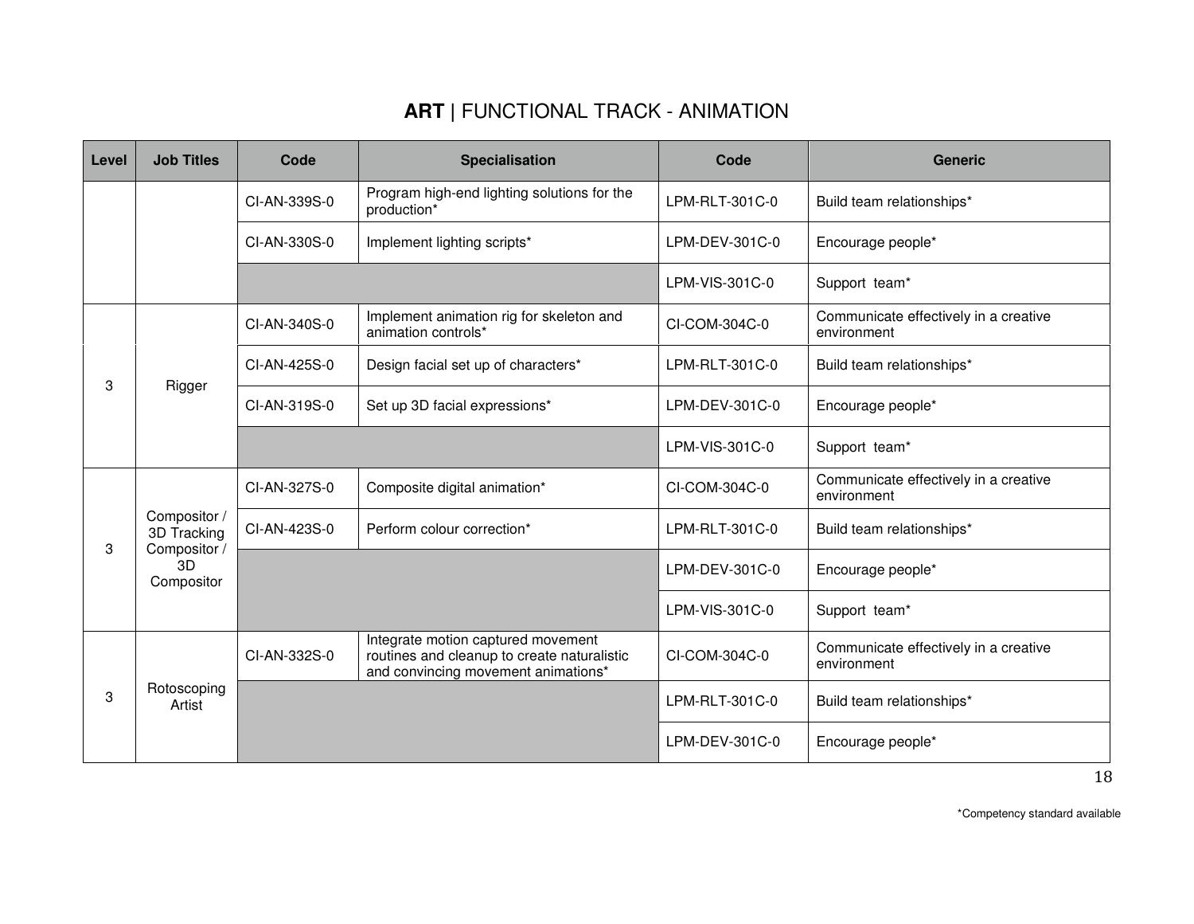# **ART** | FUNCTIONAL TRACK - ANIMATION

| Level | Job Titles | Code | Specialisation | Code | Generic |
|---|---|---|---|---|---|
| | | CI-AN-339S-0 | Program high-end lighting solutions for the production* | LPM-RLT-301C-0 | Build team relationships* |
| | | CI-AN-330S-0 | Implement lighting scripts* | LPM-DEV-301C-0 | Encourage people* |
| | | | | LPM-VIS-301C-0 | Support team* |
| 3 | Rigger | CI-AN-340S-0 | Implement animation rig for skeleton and animation controls* | CI-COM-304C-0 | Communicate effectively in a creative environment |
| | | CI-AN-425S-0 | Design facial set up of characters* | LPM-RLT-301C-0 | Build team relationships* |
| | | CI-AN-319S-0 | Set up 3D facial expressions* | LPM-DEV-301C-0 | Encourage people* |
| | | | | LPM-VIS-301C-0 | Support team* |
| 3 | Compositor / 3D Tracking Compositor / 3D Compositor | CI-AN-327S-0 | Composite digital animation* | CI-COM-304C-0 | Communicate effectively in a creative environment |
| | | CI-AN-423S-0 | Perform colour correction* | LPM-RLT-301C-0 | Build team relationships* |
| | | | | LPM-DEV-301C-0 | Encourage people* |
| | | | | LPM-VIS-301C-0 | Support team* |
| 3 | Rotoscoping Artist | CI-AN-332S-0 | Integrate motion captured movement routines and cleanup to create naturalistic and convincing movement animations* | CI-COM-304C-0 | Communicate effectively in a creative environment |
| | | | | LPM-RLT-301C-0 | Build team relationships* |
| | | | | LPM-DEV-301C-0 | Encourage people* |

*Competency standard available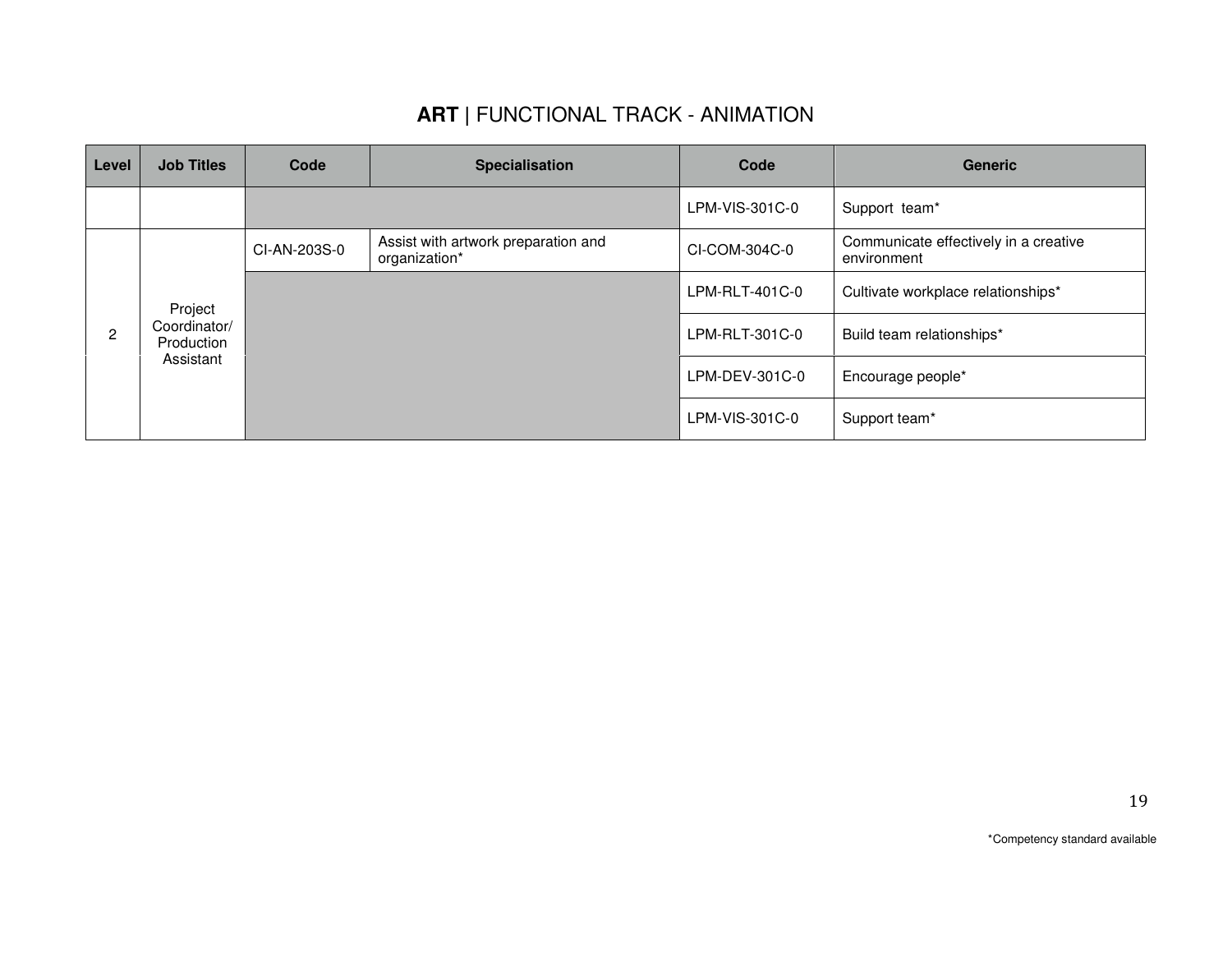## **ART** | FUNCTIONAL TRACK - ANIMATION

| Level | Job Titles | Code | Specialisation | Code | Generic |
|---|---|---|---|---|---|
| | | | | LPM-VIS-301C-0 | Support team* |
| 2 | Project Coordinator/ Production Assistant | CI-AN-203S-0 | Assist with artwork preparation and organization* | CI-COM-304C-0 | Communicate effectively in a creative environment |
| | | | | LPM-RLT-401C-0 | Cultivate workplace relationships* |
| | | | | LPM-RLT-301C-0 | Build team relationships* |
| | | | | LPM-DEV-301C-0 | Encourage people* |
| | | | | LPM-VIS-301C-0 | Support team* |

*Competency standard available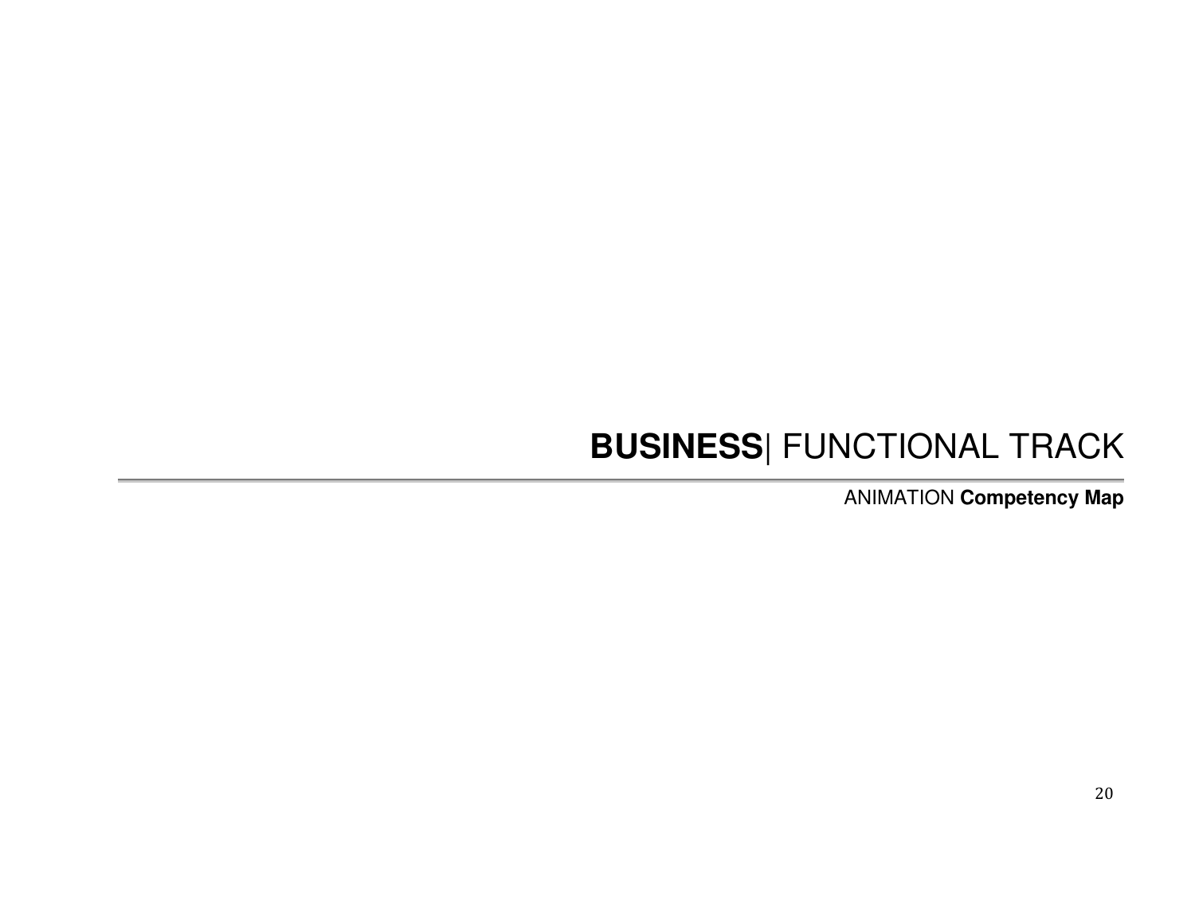# **BUSINESS**| FUNCTIONAL TRACK

ANIMATION **Competency Map**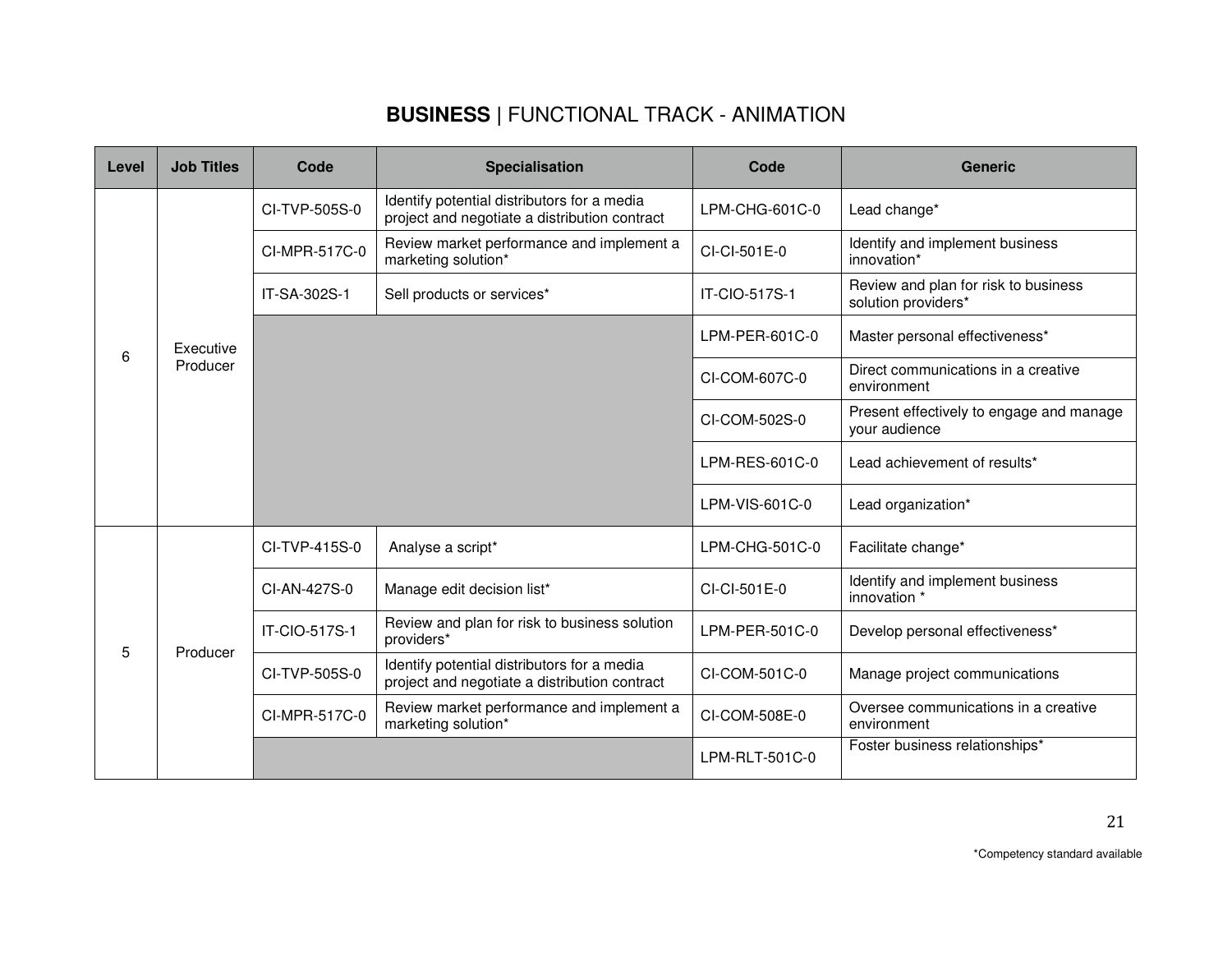## **BUSINESS** | FUNCTIONAL TRACK - ANIMATION

| Level | Job Titles | Code | Specialisation | Code | Generic |
|---|---|---|---|---|---|
| 6 | Executive Producer | CI-TVP-505S-0 | Identify potential distributors for a media project and negotiate a distribution contract | LPM-CHG-601C-0 | Lead change* |
| | | CI-MPR-517C-0 | Review market performance and implement a marketing solution* | CI-CI-501E-0 | Identify and implement business innovation* |
| | | IT-SA-302S-1 | Sell products or services* | IT-CIO-517S-1 | Review and plan for risk to business solution providers* |
| | | | | LPM-PER-601C-0 | Master personal effectiveness* |
| | | | | CI-COM-607C-0 | Direct communications in a creative environment |
| | | | | CI-COM-502S-0 | Present effectively to engage and manage your audience |
| | | | | LPM-RES-601C-0 | Lead achievement of results* |
| | | | | LPM-VIS-601C-0 | Lead organization* |
| 5 | Producer | CI-TVP-415S-0 | Analyse a script* | LPM-CHG-501C-0 | Facilitate change* |
| | | CI-AN-427S-0 | Manage edit decision list* | CI-CI-501E-0 | Identify and implement business innovation * |
| | | IT-CIO-517S-1 | Review and plan for risk to business solution providers* | LPM-PER-501C-0 | Develop personal effectiveness* |
| | | CI-TVP-505S-0 | Identify potential distributors for a media project and negotiate a distribution contract | CI-COM-501C-0 | Manage project communications |
| | | CI-MPR-517C-0 | Review market performance and implement a marketing solution* | CI-COM-508E-0 | Oversee communications in a creative environment |
| | | | | LPM-RLT-501C-0 | Foster business relationships* |

*Competency standard available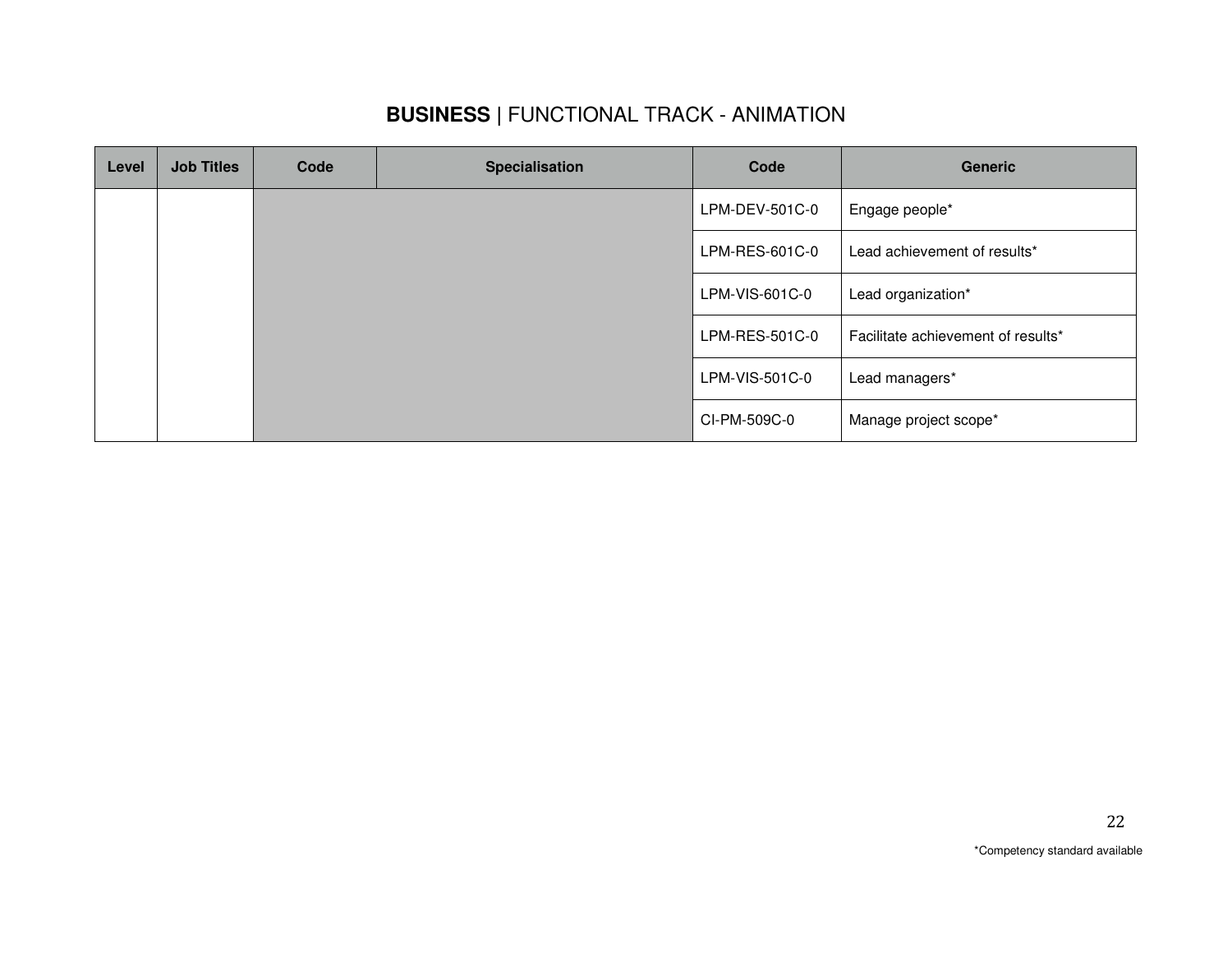## **BUSINESS** | FUNCTIONAL TRACK - ANIMATION

| Level | Job Titles | Code | Specialisation | Code | Generic |
|---|---|---|---|---|---|
| | | | | LPM-DEV-501C-0 | Engage people* |
| | | | | LPM-RES-601C-0 | Lead achievement of results* |
| | | | | LPM-VIS-601C-0 | Lead organization* |
| | | | | LPM-RES-501C-0 | Facilitate achievement of results* |
| | | | | LPM-VIS-501C-0 | Lead managers* |
| | | | | CI-PM-509C-0 | Manage project scope* |

*Competency standard available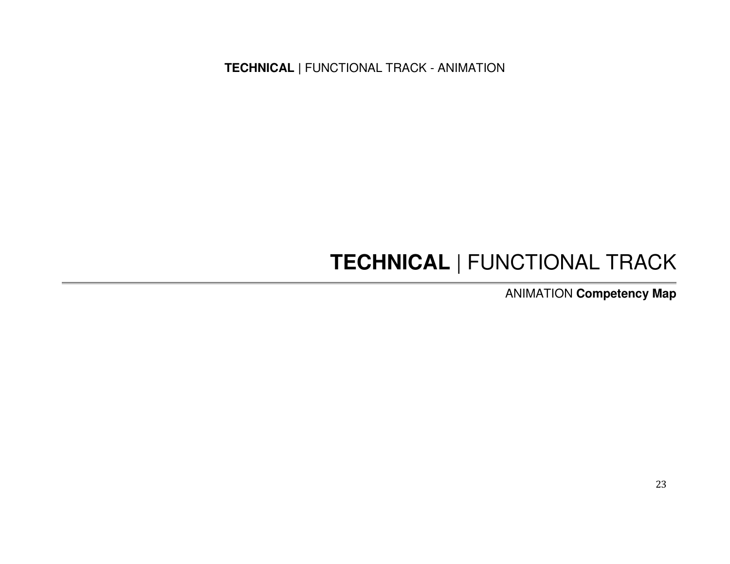# **TECHNICAL** | FUNCTIONAL TRACK

ANIMATION **Competency Map**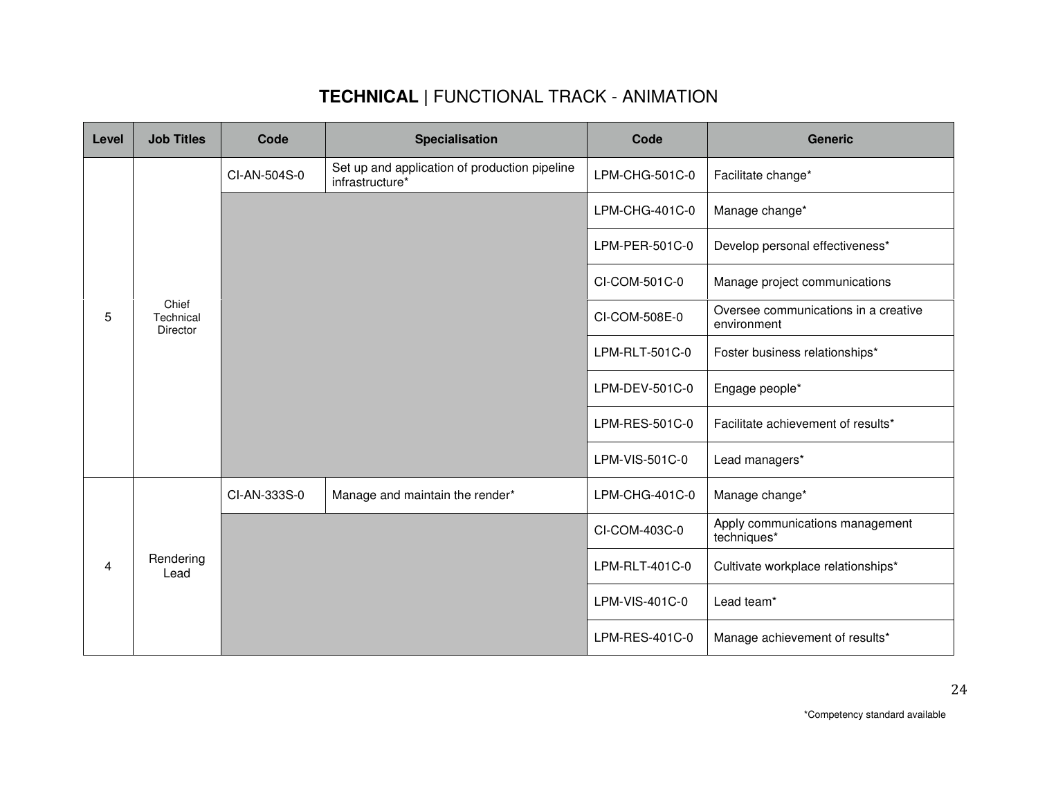## **TECHNICAL** | FUNCTIONAL TRACK - ANIMATION

| Level | Job Titles | Code | Specialisation | Code | Generic |
|---|---|---|---|---|---|
| 5 | Chief Technical Director | CI-AN-504S-0 | Set up and application of production pipeline infrastructure* | LPM-CHG-501C-0 | Facilitate change* |
| | | | | LPM-CHG-401C-0 | Manage change* |
| | | | | LPM-PER-501C-0 | Develop personal effectiveness* |
| | | | | CI-COM-501C-0 | Manage project communications |
| | | | | CI-COM-508E-0 | Oversee communications in a creative environment |
| | | | | LPM-RLT-501C-0 | Foster business relationships* |
| | | | | LPM-DEV-501C-0 | Engage people* |
| | | | | LPM-RES-501C-0 | Facilitate achievement of results* |
| | | | | LPM-VIS-501C-0 | Lead managers* |
| 4 | Rendering Lead | CI-AN-333S-0 | Manage and maintain the render* | LPM-CHG-401C-0 | Manage change* |
| | | | | CI-COM-403C-0 | Apply communications management techniques* |
| | | | | LPM-RLT-401C-0 | Cultivate workplace relationships* |
| | | | | LPM-VIS-401C-0 | Lead team* |
| | | | | LPM-RES-401C-0 | Manage achievement of results* |

*Competency standard available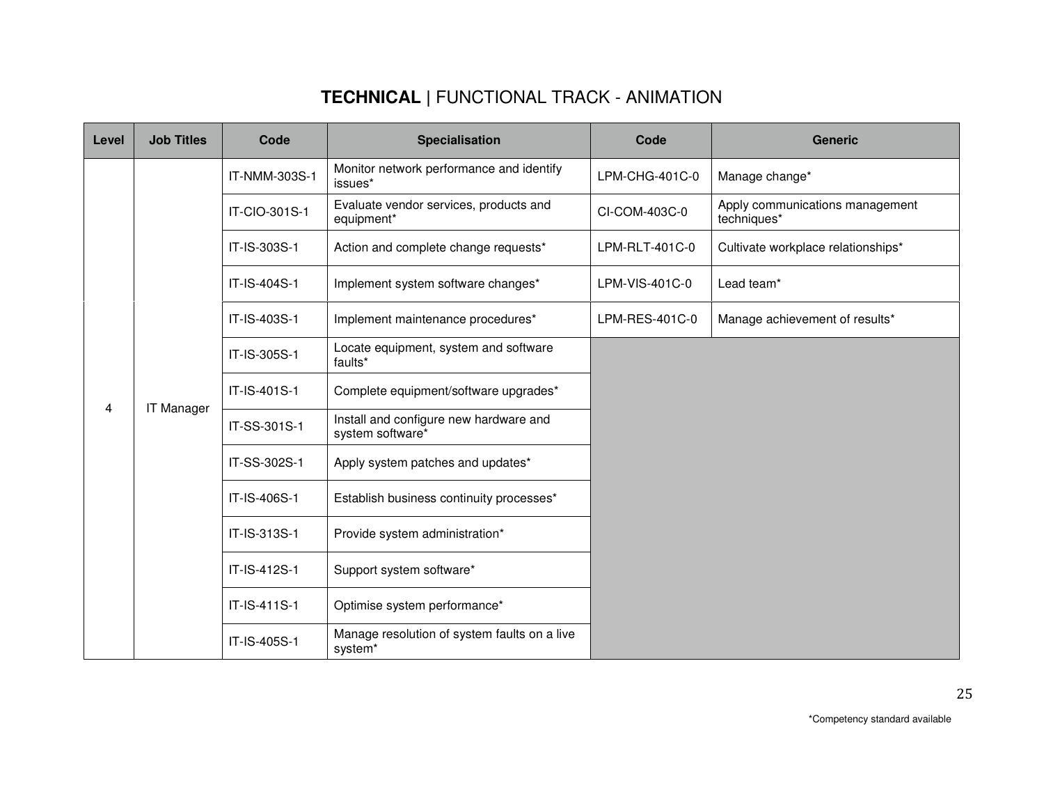## **TECHNICAL** | FUNCTIONAL TRACK - ANIMATION

| Level | Job Titles | Code | Specialisation | Code | Generic |
|---|---|---|---|---|---|
| 4 | IT Manager | IT-NMM-303S-1 | Monitor network performance and identify issues* | LPM-CHG-401C-0 | Manage change* |
| | | IT-CIO-301S-1 | Evaluate vendor services, products and equipment* | CI-COM-403C-0 | Apply communications management techniques* |
| | | IT-IS-303S-1 | Action and complete change requests* | LPM-RLT-401C-0 | Cultivate workplace relationships* |
| | | IT-IS-404S-1 | Implement system software changes* | LPM-VIS-401C-0 | Lead team* |
| | | IT-IS-403S-1 | Implement maintenance procedures* | LPM-RES-401C-0 | Manage achievement of results* |
| | | IT-IS-305S-1 | Locate equipment, system and software faults* | | |
| | | IT-IS-401S-1 | Complete equipment/software upgrades* | | |
| | | IT-SS-301S-1 | Install and configure new hardware and system software* | | |
| | | IT-SS-302S-1 | Apply system patches and updates* | | |
| | | IT-IS-406S-1 | Establish business continuity processes* | | |
| | | IT-IS-313S-1 | Provide system administration* | | |
| | | IT-IS-412S-1 | Support system software* | | |
| | | IT-IS-411S-1 | Optimise system performance* | | |
| | | IT-IS-405S-1 | Manage resolution of system faults on a live system* | | |

*Competency standard available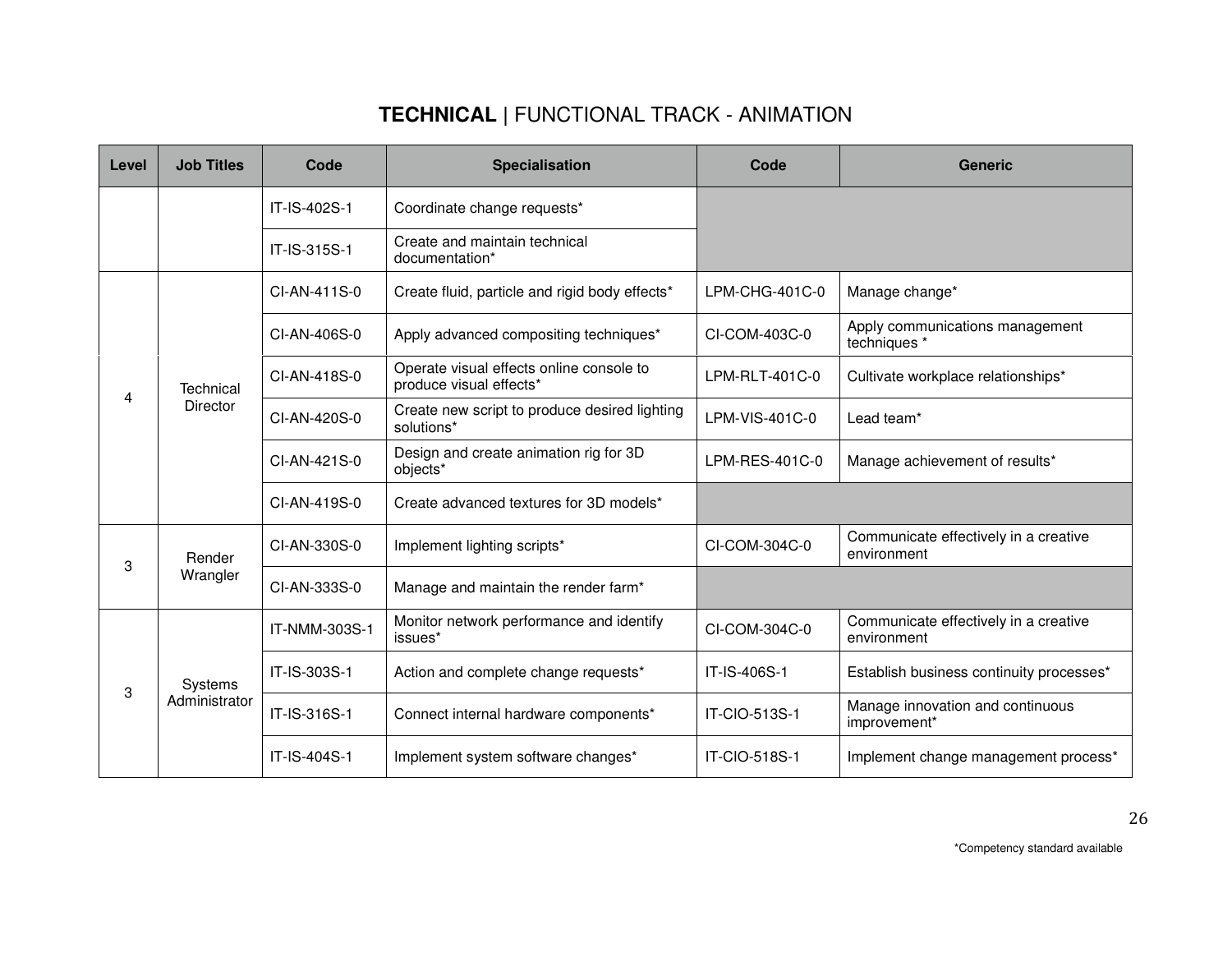## **TECHNICAL** | FUNCTIONAL TRACK - ANIMATION

| Level | Job Titles | Code | Specialisation | Code | Generic |
|---|---|---|---|---|---|
| | | IT-IS-402S-1 | Coordinate change requests* | | |
| | | IT-IS-315S-1 | Create and maintain technical documentation* | | |
| 4 | Technical Director | CI-AN-411S-0 | Create fluid, particle and rigid body effects* | LPM-CHG-401C-0 | Manage change* |
| | | CI-AN-406S-0 | Apply advanced compositing techniques* | CI-COM-403C-0 | Apply communications management techniques * |
| | | CI-AN-418S-0 | Operate visual effects online console to produce visual effects* | LPM-RLT-401C-0 | Cultivate workplace relationships* |
| | | CI-AN-420S-0 | Create new script to produce desired lighting solutions* | LPM-VIS-401C-0 | Lead team* |
| | | CI-AN-421S-0 | Design and create animation rig for 3D objects* | LPM-RES-401C-0 | Manage achievement of results* |
| | | CI-AN-419S-0 | Create advanced textures for 3D models* | | |
| 3 | Render Wrangler | CI-AN-330S-0 | Implement lighting scripts* | CI-COM-304C-0 | Communicate effectively in a creative environment |
| | | CI-AN-333S-0 | Manage and maintain the render farm* | | |
| 3 | Systems Administrator | IT-NMM-303S-1 | Monitor network performance and identify issues* | CI-COM-304C-0 | Communicate effectively in a creative environment |
| | | IT-IS-303S-1 | Action and complete change requests* | IT-IS-406S-1 | Establish business continuity processes* |
| | | IT-IS-316S-1 | Connect internal hardware components* | IT-CIO-513S-1 | Manage innovation and continuous improvement* |
| | | IT-IS-404S-1 | Implement system software changes* | IT-CIO-518S-1 | Implement change management process* |

*Competency standard available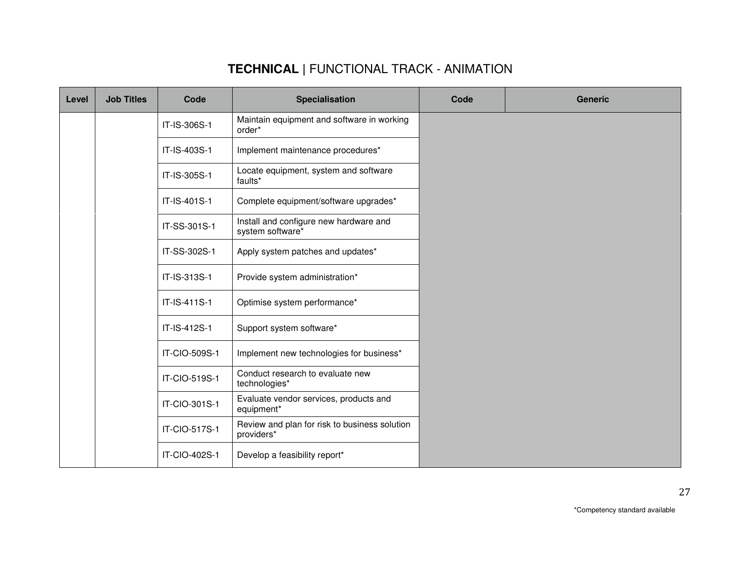## **TECHNICAL** | FUNCTIONAL TRACK - ANIMATION

| Level | Job Titles | Code | Specialisation | Code | Generic |
|---|---|---|---|---|---|
| | | IT-IS-306S-1 | Maintain equipment and software in working order* | | |
| | | IT-IS-403S-1 | Implement maintenance procedures* | | |
| | | IT-IS-305S-1 | Locate equipment, system and software faults* | | |
| | | IT-IS-401S-1 | Complete equipment/software upgrades* | | |
| | | IT-SS-301S-1 | Install and configure new hardware and system software* | | |
| | | IT-SS-302S-1 | Apply system patches and updates* | | |
| | | IT-IS-313S-1 | Provide system administration* | | |
| | | IT-IS-411S-1 | Optimise system performance* | | |
| | | IT-IS-412S-1 | Support system software* | | |
| | | IT-CIO-509S-1 | Implement new technologies for business* | | |
| | | IT-CIO-519S-1 | Conduct research to evaluate new technologies* | | |
| | | IT-CIO-301S-1 | Evaluate vendor services, products and equipment* | | |
| | | IT-CIO-517S-1 | Review and plan for risk to business solution providers* | | |
| | | IT-CIO-402S-1 | Develop a feasibility report* | | |

*Competency standard available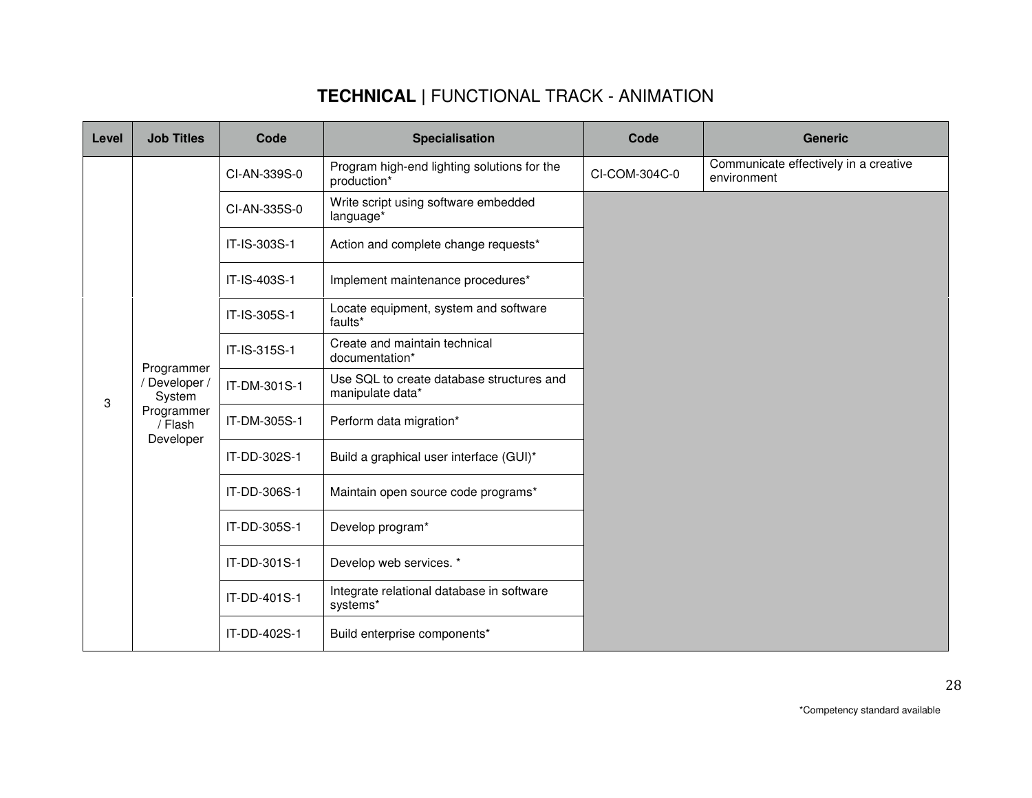# **TECHNICAL** | FUNCTIONAL TRACK - ANIMATION

| Level | Job Titles | Code | Specialisation | Code | Generic |
|---|---|---|---|---|---|
| 3 | Programmer / Developer / System Programmer / Flash Developer | CI-AN-339S-0 | Program high-end lighting solutions for the production* | CI-COM-304C-0 | Communicate effectively in a creative environment |
| | | CI-AN-335S-0 | Write script using software embedded language* | | |
| | | IT-IS-303S-1 | Action and complete change requests* | | |
| | | IT-IS-403S-1 | Implement maintenance procedures* | | |
| | | IT-IS-305S-1 | Locate equipment, system and software faults* | | |
| | | IT-IS-315S-1 | Create and maintain technical documentation* | | |
| | | IT-DM-301S-1 | Use SQL to create database structures and manipulate data* | | |
| | | IT-DM-305S-1 | Perform data migration* | | |
| | | IT-DD-302S-1 | Build a graphical user interface (GUI)* | | |
| | | IT-DD-306S-1 | Maintain open source code programs* | | |
| | | IT-DD-305S-1 | Develop program* | | |
| | | IT-DD-301S-1 | Develop web services. * | | |
| | | IT-DD-401S-1 | Integrate relational database in software systems* | | |
| | | IT-DD-402S-1 | Build enterprise components* | | |

*Competency standard available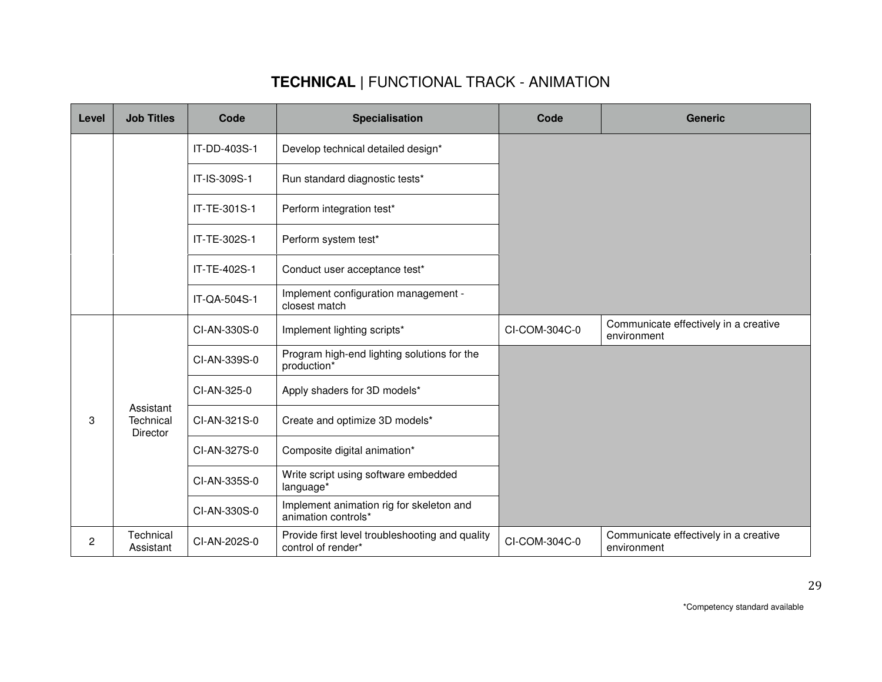## **TECHNICAL** | FUNCTIONAL TRACK - ANIMATION

| Level | Job Titles | Code | Specialisation | Code | Generic |
|---|---|---|---|---|---|
| | | IT-DD-403S-1 | Develop technical detailed design* | | |
| | | IT-IS-309S-1 | Run standard diagnostic tests* | | |
| | | IT-TE-301S-1 | Perform integration test* | | |
| | | IT-TE-302S-1 | Perform system test* | | |
| | | IT-TE-402S-1 | Conduct user acceptance test* | | |
| | | IT-QA-504S-1 | Implement configuration management - closest match | | |
| 3 | Assistant Technical Director | CI-AN-330S-0 | Implement lighting scripts* | CI-COM-304C-0 | Communicate effectively in a creative environment |
| | | CI-AN-339S-0 | Program high-end lighting solutions for the production* | | |
| | | CI-AN-325-0 | Apply shaders for 3D models* | | |
| | | CI-AN-321S-0 | Create and optimize 3D models* | | |
| | | CI-AN-327S-0 | Composite digital animation* | | |
| | | CI-AN-335S-0 | Write script using software embedded language* | | |
| | | CI-AN-330S-0 | Implement animation rig for skeleton and animation controls* | | |
| 2 | Technical Assistant | CI-AN-202S-0 | Provide first level troubleshooting and quality control of render* | CI-COM-304C-0 | Communicate effectively in a creative environment |

*Competency standard available